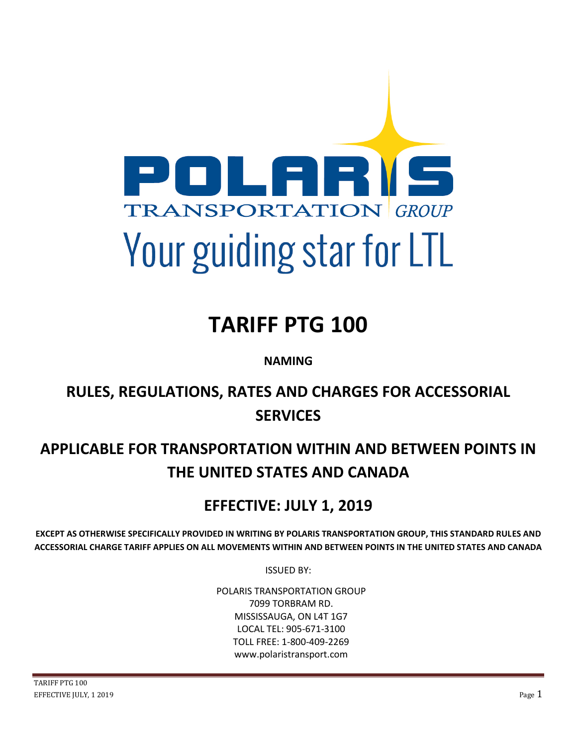POLARIS TRANSPORTATION GROUP

Your guiding star for LTL

# TARIFF PTG 100

**NAMING**

## RULES, REGULATIONS, RATES AND CHARGES FOR ACCESSORIAL SERVICES

## APPLICABLE FOR TRANSPORTATION WITHIN AND BETWEEN POINTS IN THE UNITED STATES AND CANADA

## EFFECTIVE: JULY 1, 2019

**EXCEPT AS OTHERWISE SPECIFICALLY PROVIDED IN WRITING BY POLARIS TRANSPORTATION GROUP, THIS STANDARD RULES AND ACCESSORIAL CHARGE TARIFF APPLIES ON ALL MOVEMENTS WITHIN AND BETWEEN POINTS IN THE UNITED STATES AND CANADA**

ISSUED BY:

POLARIS TRANSPORTATION GROUP
7099 TORBRAM RD.
MISSISSAUGA, ON L4T 1G7
LOCAL TEL: 905-671-3100
TOLL FREE: 1-800-409-2269
www.polaristransport.com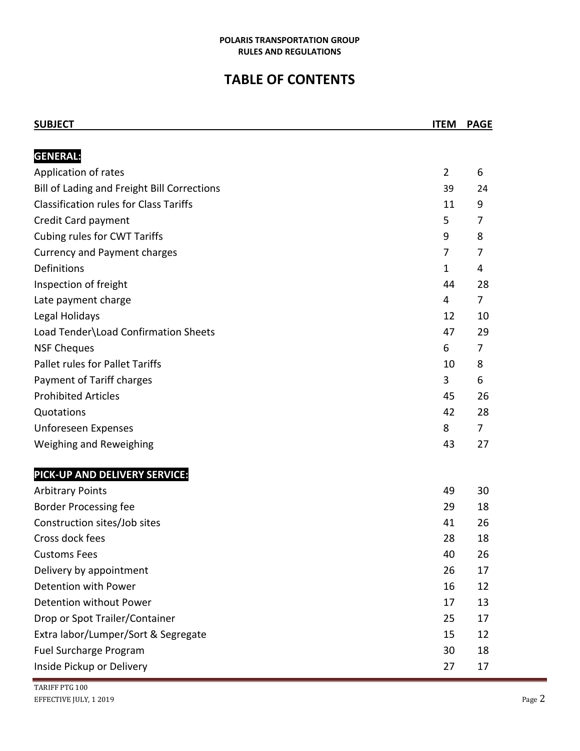**POLARIS TRANSPORTATION GROUP**
**RULES AND REGULATIONS**

# TABLE OF CONTENTS

| SUBJECT | ITEM | PAGE |
|---|---|---|
| **GENERAL:** | | |
| Application of rates | 2 | 6 |
| Bill of Lading and Freight Bill Corrections | 39 | 24 |
| Classification rules for Class Tariffs | 11 | 9 |
| Credit Card payment | 5 | 7 |
| Cubing rules for CWT Tariffs | 9 | 8 |
| Currency and Payment charges | 7 | 7 |
| Definitions | 1 | 4 |
| Inspection of freight | 44 | 28 |
| Late payment charge | 4 | 7 |
| Legal Holidays | 12 | 10 |
| Load Tender\Load Confirmation Sheets | 47 | 29 |
| NSF Cheques | 6 | 7 |
| Pallet rules for Pallet Tariffs | 10 | 8 |
| Payment of Tariff charges | 3 | 6 |
| Prohibited Articles | 45 | 26 |
| Quotations | 42 | 28 |
| Unforeseen Expenses | 8 | 7 |
| Weighing and Reweighing | 43 | 27 |
| **PICK-UP AND DELIVERY SERVICE:** | | |
| Arbitrary Points | 49 | 30 |
| Border Processing fee | 29 | 18 |
| Construction sites/Job sites | 41 | 26 |
| Cross dock fees | 28 | 18 |
| Customs Fees | 40 | 26 |
| Delivery by appointment | 26 | 17 |
| Detention with Power | 16 | 12 |
| Detention without Power | 17 | 13 |
| Drop or Spot Trailer/Container | 25 | 17 |
| Extra labor/Lumper/Sort & Segregate | 15 | 12 |
| Fuel Surcharge Program | 30 | 18 |
| Inside Pickup or Delivery | 27 | 17 |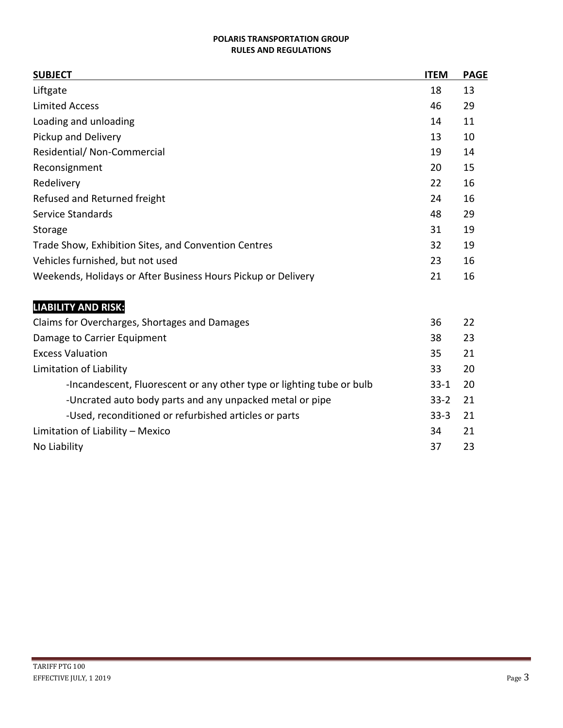**POLARIS TRANSPORTATION GROUP**
**RULES AND REGULATIONS**

| SUBJECT | ITEM | PAGE |
|---|---|---|
| Liftgate | 18 | 13 |
| Limited Access | 46 | 29 |
| Loading and unloading | 14 | 11 |
| Pickup and Delivery | 13 | 10 |
| Residential/ Non-Commercial | 19 | 14 |
| Reconsignment | 20 | 15 |
| Redelivery | 22 | 16 |
| Refused and Returned freight | 24 | 16 |
| Service Standards | 48 | 29 |
| Storage | 31 | 19 |
| Trade Show, Exhibition Sites, and Convention Centres | 32 | 19 |
| Vehicles furnished, but not used | 23 | 16 |
| Weekends, Holidays or After Business Hours Pickup or Delivery | 21 | 16 |
| **LIABILITY AND RISK:** | | |
| Claims for Overcharges, Shortages and Damages | 36 | 22 |
| Damage to Carrier Equipment | 38 | 23 |
| Excess Valuation | 35 | 21 |
| Limitation of Liability | 33 | 20 |
| -Incandescent, Fluorescent or any other type or lighting tube or bulb | 33-1 | 20 |
| -Uncrated auto body parts and any unpacked metal or pipe | 33-2 | 21 |
| -Used, reconditioned or refurbished articles or parts | 33-3 | 21 |
| Limitation of Liability – Mexico | 34 | 21 |
| No Liability | 37 | 23 |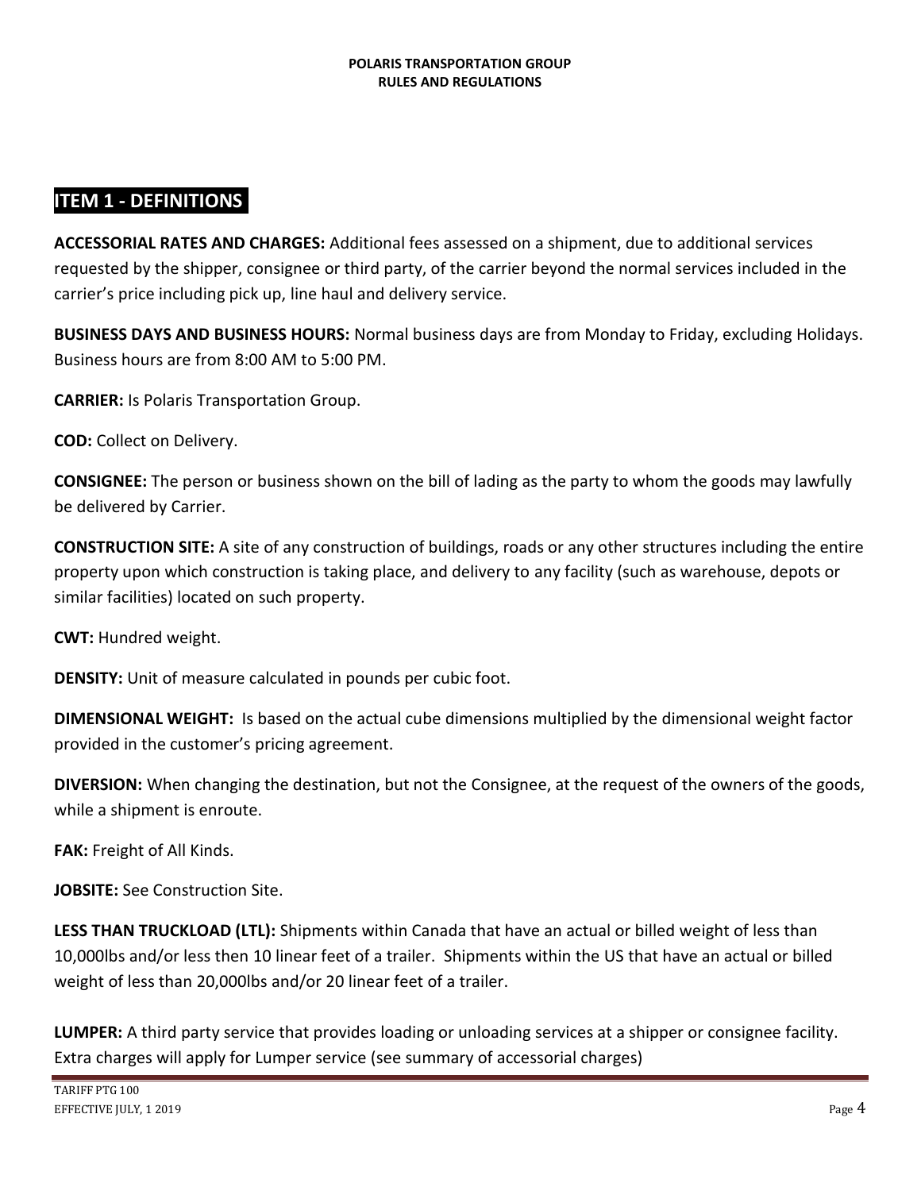## ITEM 1 - DEFINITIONS

**ACCESSORIAL RATES AND CHARGES:** Additional fees assessed on a shipment, due to additional services requested by the shipper, consignee or third party, of the carrier beyond the normal services included in the carrier's price including pick up, line haul and delivery service.

**BUSINESS DAYS AND BUSINESS HOURS:** Normal business days are from Monday to Friday, excluding Holidays. Business hours are from 8:00 AM to 5:00 PM.

**CARRIER:** Is Polaris Transportation Group.

**COD:** Collect on Delivery.

**CONSIGNEE:** The person or business shown on the bill of lading as the party to whom the goods may lawfully be delivered by Carrier.

**CONSTRUCTION SITE:** A site of any construction of buildings, roads or any other structures including the entire property upon which construction is taking place, and delivery to any facility (such as warehouse, depots or similar facilities) located on such property.

**CWT:** Hundred weight.

**DENSITY:** Unit of measure calculated in pounds per cubic foot.

**DIMENSIONAL WEIGHT:** Is based on the actual cube dimensions multiplied by the dimensional weight factor provided in the customer's pricing agreement.

**DIVERSION:** When changing the destination, but not the Consignee, at the request of the owners of the goods, while a shipment is enroute.

**FAK:** Freight of All Kinds.

**JOBSITE:** See Construction Site.

**LESS THAN TRUCKLOAD (LTL):** Shipments within Canada that have an actual or billed weight of less than 10,000lbs and/or less then 10 linear feet of a trailer. Shipments within the US that have an actual or billed weight of less than 20,000lbs and/or 20 linear feet of a trailer.

**LUMPER:** A third party service that provides loading or unloading services at a shipper or consignee facility. Extra charges will apply for Lumper service (see summary of accessorial charges)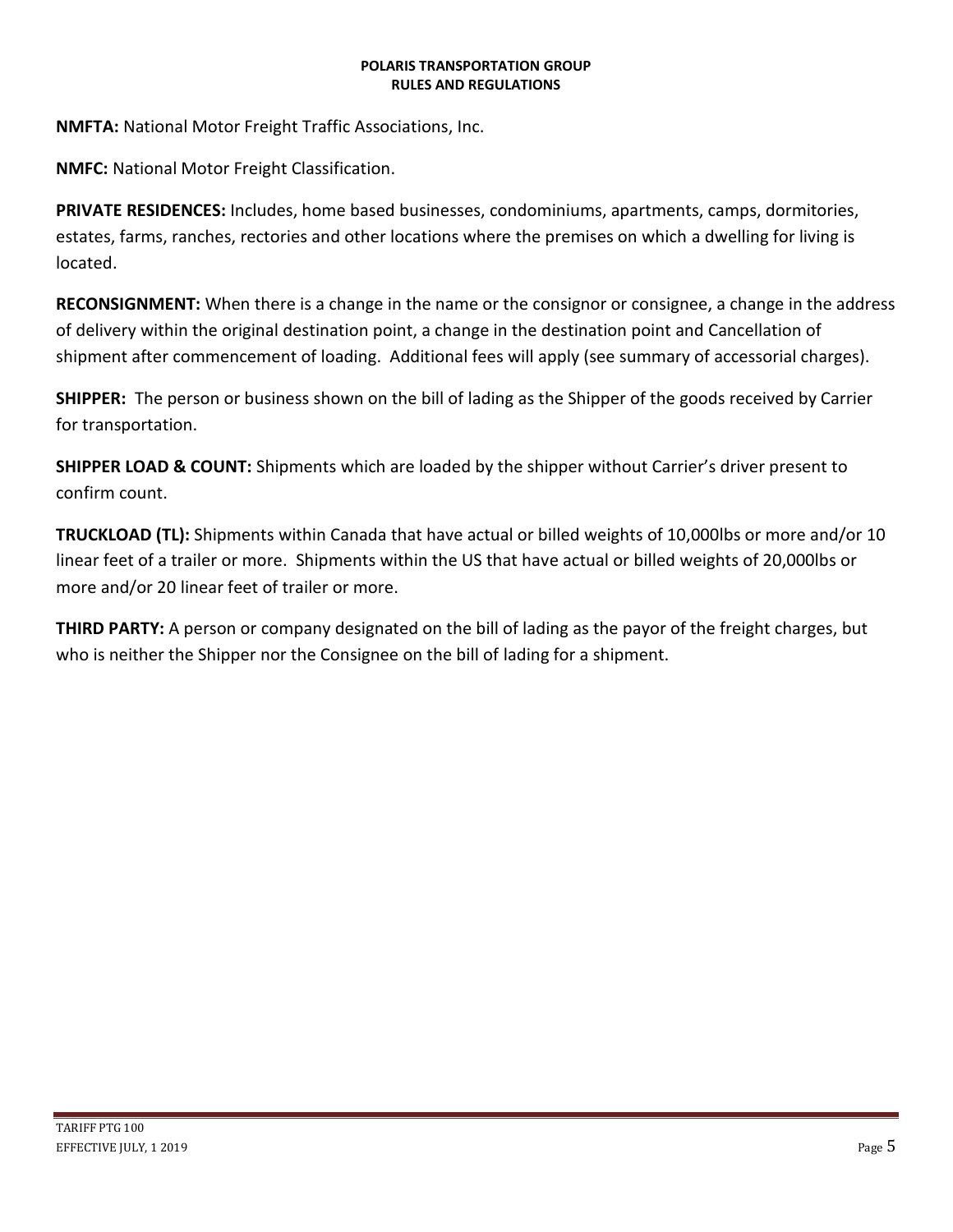**NMFTA:** National Motor Freight Traffic Associations, Inc.

**NMFC:** National Motor Freight Classification.

**PRIVATE RESIDENCES:** Includes, home based businesses, condominiums, apartments, camps, dormitories, estates, farms, ranches, rectories and other locations where the premises on which a dwelling for living is located.

**RECONSIGNMENT:** When there is a change in the name or the consignor or consignee, a change in the address of delivery within the original destination point, a change in the destination point and Cancellation of shipment after commencement of loading. Additional fees will apply (see summary of accessorial charges).

**SHIPPER:** The person or business shown on the bill of lading as the Shipper of the goods received by Carrier for transportation.

**SHIPPER LOAD & COUNT:** Shipments which are loaded by the shipper without Carrier's driver present to confirm count.

**TRUCKLOAD (TL):** Shipments within Canada that have actual or billed weights of 10,000lbs or more and/or 10 linear feet of a trailer or more. Shipments within the US that have actual or billed weights of 20,000lbs or more and/or 20 linear feet of trailer or more.

**THIRD PARTY:** A person or company designated on the bill of lading as the payor of the freight charges, but who is neither the Shipper nor the Consignee on the bill of lading for a shipment.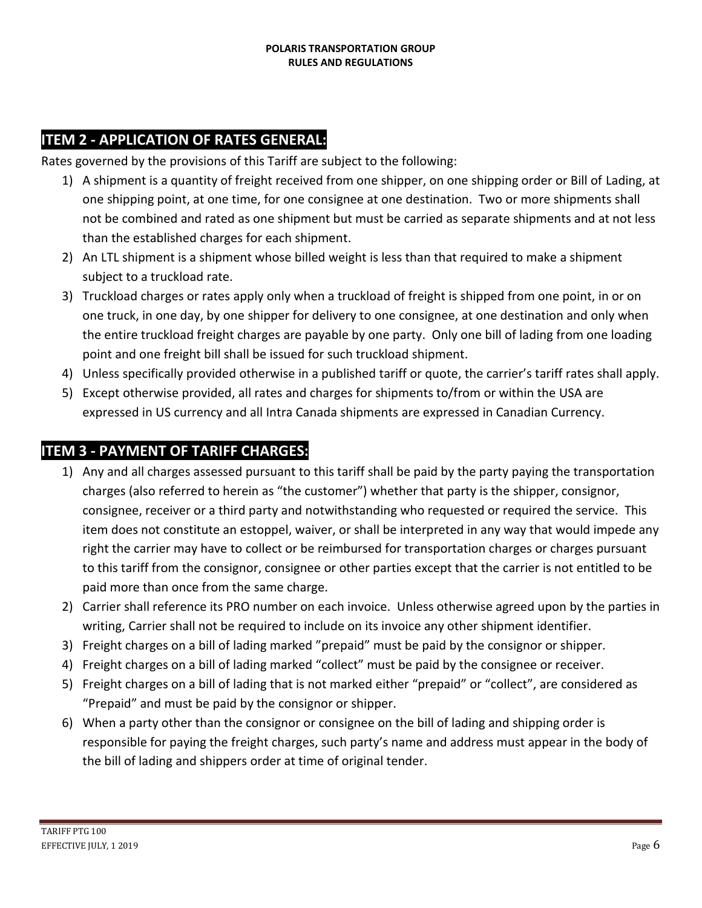## ITEM 2 - APPLICATION OF RATES GENERAL:

Rates governed by the provisions of this Tariff are subject to the following:

1) A shipment is a quantity of freight received from one shipper, on one shipping order or Bill of Lading, at one shipping point, at one time, for one consignee at one destination. Two or more shipments shall not be combined and rated as one shipment but must be carried as separate shipments and at not less than the established charges for each shipment.
2) An LTL shipment is a shipment whose billed weight is less than that required to make a shipment subject to a truckload rate.
3) Truckload charges or rates apply only when a truckload of freight is shipped from one point, in or on one truck, in one day, by one shipper for delivery to one consignee, at one destination and only when the entire truckload freight charges are payable by one party. Only one bill of lading from one loading point and one freight bill shall be issued for such truckload shipment.
4) Unless specifically provided otherwise in a published tariff or quote, the carrier's tariff rates shall apply.
5) Except otherwise provided, all rates and charges for shipments to/from or within the USA are expressed in US currency and all Intra Canada shipments are expressed in Canadian Currency.

## ITEM 3 - PAYMENT OF TARIFF CHARGES:

1) Any and all charges assessed pursuant to this tariff shall be paid by the party paying the transportation charges (also referred to herein as "the customer") whether that party is the shipper, consignor, consignee, receiver or a third party and notwithstanding who requested or required the service. This item does not constitute an estoppel, waiver, or shall be interpreted in any way that would impede any right the carrier may have to collect or be reimbursed for transportation charges or charges pursuant to this tariff from the consignor, consignee or other parties except that the carrier is not entitled to be paid more than once from the same charge.
2) Carrier shall reference its PRO number on each invoice. Unless otherwise agreed upon by the parties in writing, Carrier shall not be required to include on its invoice any other shipment identifier.
3) Freight charges on a bill of lading marked "prepaid" must be paid by the consignor or shipper.
4) Freight charges on a bill of lading marked "collect" must be paid by the consignee or receiver.
5) Freight charges on a bill of lading that is not marked either "prepaid" or "collect", are considered as "Prepaid" and must be paid by the consignor or shipper.
6) When a party other than the consignor or consignee on the bill of lading and shipping order is responsible for paying the freight charges, such party's name and address must appear in the body of the bill of lading and shippers order at time of original tender.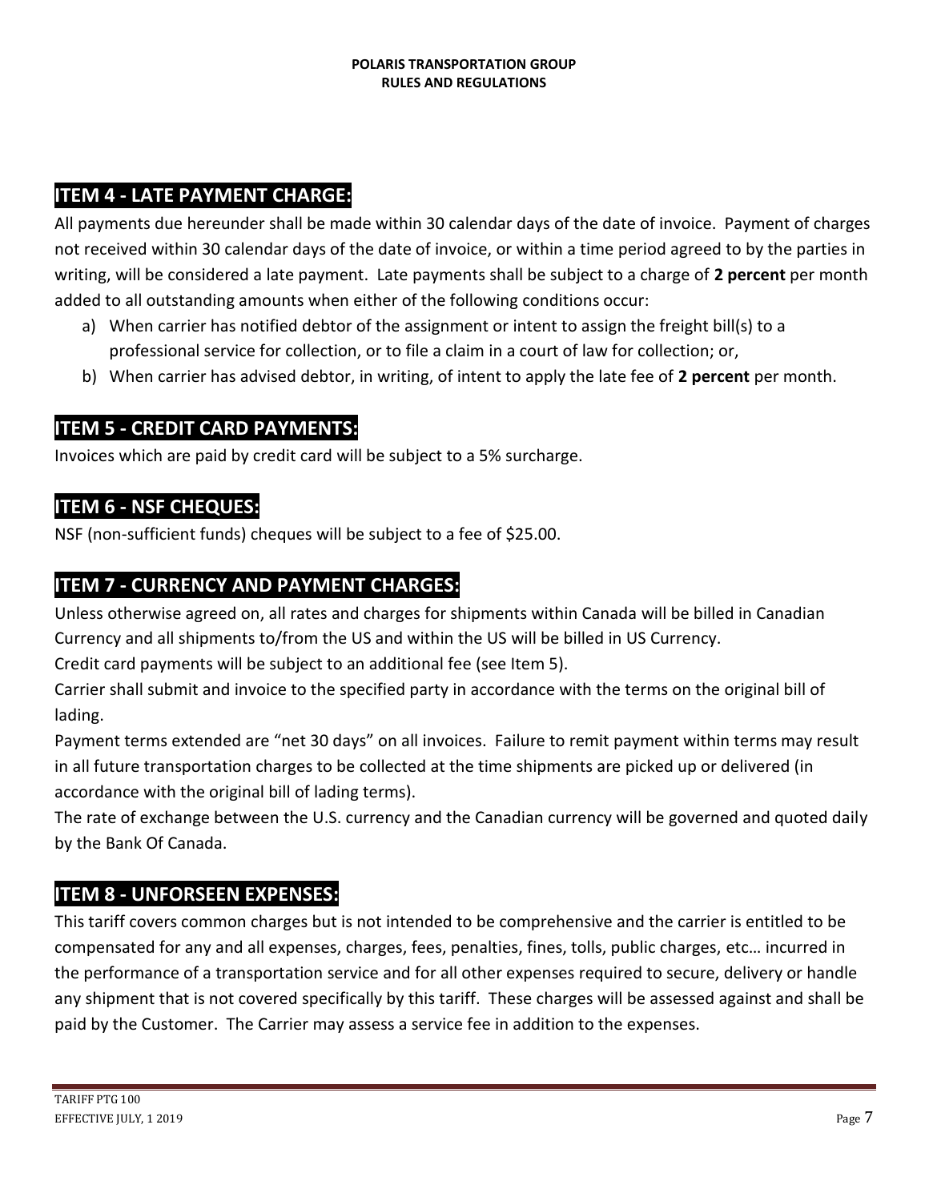## ITEM 4 - LATE PAYMENT CHARGE:

All payments due hereunder shall be made within 30 calendar days of the date of invoice. Payment of charges not received within 30 calendar days of the date of invoice, or within a time period agreed to by the parties in writing, will be considered a late payment. Late payments shall be subject to a charge of **2 percent** per month added to all outstanding amounts when either of the following conditions occur:

a) When carrier has notified debtor of the assignment or intent to assign the freight bill(s) to a professional service for collection, or to file a claim in a court of law for collection; or,
b) When carrier has advised debtor, in writing, of intent to apply the late fee of **2 percent** per month.

## ITEM 5 - CREDIT CARD PAYMENTS:

Invoices which are paid by credit card will be subject to a 5% surcharge.

## ITEM 6 - NSF CHEQUES:

NSF (non-sufficient funds) cheques will be subject to a fee of $25.00.

## ITEM 7 - CURRENCY AND PAYMENT CHARGES:

Unless otherwise agreed on, all rates and charges for shipments within Canada will be billed in Canadian Currency and all shipments to/from the US and within the US will be billed in US Currency.

Credit card payments will be subject to an additional fee (see Item 5).

Carrier shall submit and invoice to the specified party in accordance with the terms on the original bill of lading.

Payment terms extended are "net 30 days" on all invoices. Failure to remit payment within terms may result in all future transportation charges to be collected at the time shipments are picked up or delivered (in accordance with the original bill of lading terms).

The rate of exchange between the U.S. currency and the Canadian currency will be governed and quoted daily by the Bank Of Canada.

## ITEM 8 - UNFORSEEN EXPENSES:

This tariff covers common charges but is not intended to be comprehensive and the carrier is entitled to be compensated for any and all expenses, charges, fees, penalties, fines, tolls, public charges, etc… incurred in the performance of a transportation service and for all other expenses required to secure, delivery or handle any shipment that is not covered specifically by this tariff. These charges will be assessed against and shall be paid by the Customer. The Carrier may assess a service fee in addition to the expenses.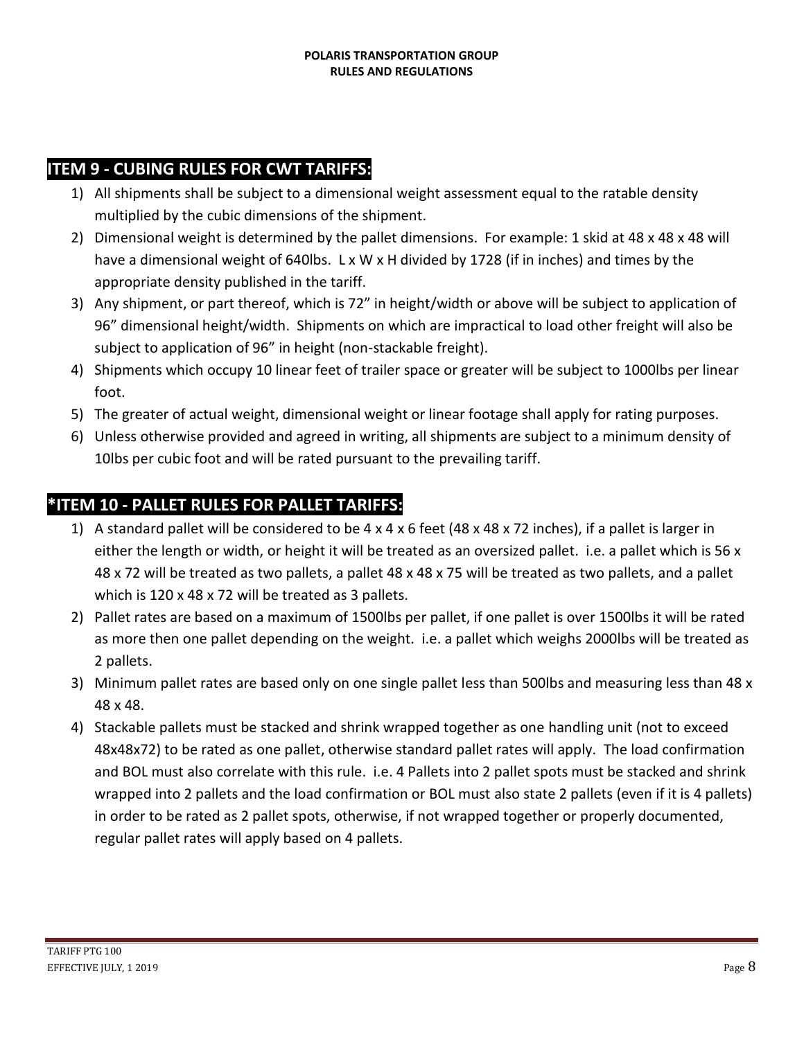## ITEM 9 - CUBING RULES FOR CWT TARIFFS:

1) All shipments shall be subject to a dimensional weight assessment equal to the ratable density multiplied by the cubic dimensions of the shipment.
2) Dimensional weight is determined by the pallet dimensions. For example: 1 skid at 48 x 48 x 48 will have a dimensional weight of 640lbs. L x W x H divided by 1728 (if in inches) and times by the appropriate density published in the tariff.
3) Any shipment, or part thereof, which is 72" in height/width or above will be subject to application of 96" dimensional height/width. Shipments on which are impractical to load other freight will also be subject to application of 96" in height (non-stackable freight).
4) Shipments which occupy 10 linear feet of trailer space or greater will be subject to 1000lbs per linear foot.
5) The greater of actual weight, dimensional weight or linear footage shall apply for rating purposes.
6) Unless otherwise provided and agreed in writing, all shipments are subject to a minimum density of 10lbs per cubic foot and will be rated pursuant to the prevailing tariff.

## *ITEM 10 - PALLET RULES FOR PALLET TARIFFS:

1) A standard pallet will be considered to be 4 x 4 x 6 feet (48 x 48 x 72 inches), if a pallet is larger in either the length or width, or height it will be treated as an oversized pallet. i.e. a pallet which is 56 x 48 x 72 will be treated as two pallets, a pallet 48 x 48 x 75 will be treated as two pallets, and a pallet which is 120 x 48 x 72 will be treated as 3 pallets.
2) Pallet rates are based on a maximum of 1500lbs per pallet, if one pallet is over 1500lbs it will be rated as more then one pallet depending on the weight. i.e. a pallet which weighs 2000lbs will be treated as 2 pallets.
3) Minimum pallet rates are based only on one single pallet less than 500lbs and measuring less than 48 x 48 x 48.
4) Stackable pallets must be stacked and shrink wrapped together as one handling unit (not to exceed 48x48x72) to be rated as one pallet, otherwise standard pallet rates will apply. The load confirmation and BOL must also correlate with this rule. i.e. 4 Pallets into 2 pallet spots must be stacked and shrink wrapped into 2 pallets and the load confirmation or BOL must also state 2 pallets (even if it is 4 pallets) in order to be rated as 2 pallet spots, otherwise, if not wrapped together or properly documented, regular pallet rates will apply based on 4 pallets.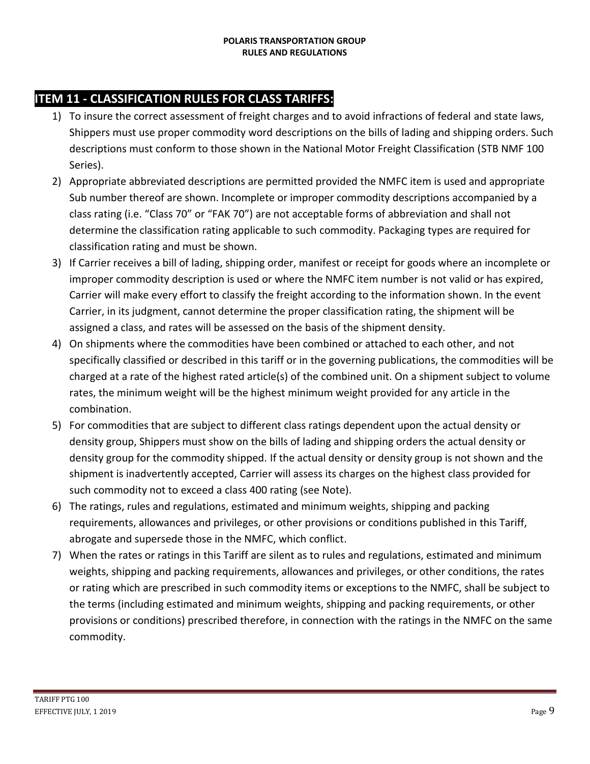## ITEM 11 - CLASSIFICATION RULES FOR CLASS TARIFFS:

1) To insure the correct assessment of freight charges and to avoid infractions of federal and state laws, Shippers must use proper commodity word descriptions on the bills of lading and shipping orders. Such descriptions must conform to those shown in the National Motor Freight Classification (STB NMF 100 Series).
2) Appropriate abbreviated descriptions are permitted provided the NMFC item is used and appropriate Sub number thereof are shown. Incomplete or improper commodity descriptions accompanied by a class rating (i.e. "Class 70" or "FAK 70") are not acceptable forms of abbreviation and shall not determine the classification rating applicable to such commodity. Packaging types are required for classification rating and must be shown.
3) If Carrier receives a bill of lading, shipping order, manifest or receipt for goods where an incomplete or improper commodity description is used or where the NMFC item number is not valid or has expired, Carrier will make every effort to classify the freight according to the information shown. In the event Carrier, in its judgment, cannot determine the proper classification rating, the shipment will be assigned a class, and rates will be assessed on the basis of the shipment density.
4) On shipments where the commodities have been combined or attached to each other, and not specifically classified or described in this tariff or in the governing publications, the commodities will be charged at a rate of the highest rated article(s) of the combined unit. On a shipment subject to volume rates, the minimum weight will be the highest minimum weight provided for any article in the combination.
5) For commodities that are subject to different class ratings dependent upon the actual density or density group, Shippers must show on the bills of lading and shipping orders the actual density or density group for the commodity shipped. If the actual density or density group is not shown and the shipment is inadvertently accepted, Carrier will assess its charges on the highest class provided for such commodity not to exceed a class 400 rating (see Note).
6) The ratings, rules and regulations, estimated and minimum weights, shipping and packing requirements, allowances and privileges, or other provisions or conditions published in this Tariff, abrogate and supersede those in the NMFC, which conflict.
7) When the rates or ratings in this Tariff are silent as to rules and regulations, estimated and minimum weights, shipping and packing requirements, allowances and privileges, or other conditions, the rates or rating which are prescribed in such commodity items or exceptions to the NMFC, shall be subject to the terms (including estimated and minimum weights, shipping and packing requirements, or other provisions or conditions) prescribed therefore, in connection with the ratings in the NMFC on the same commodity.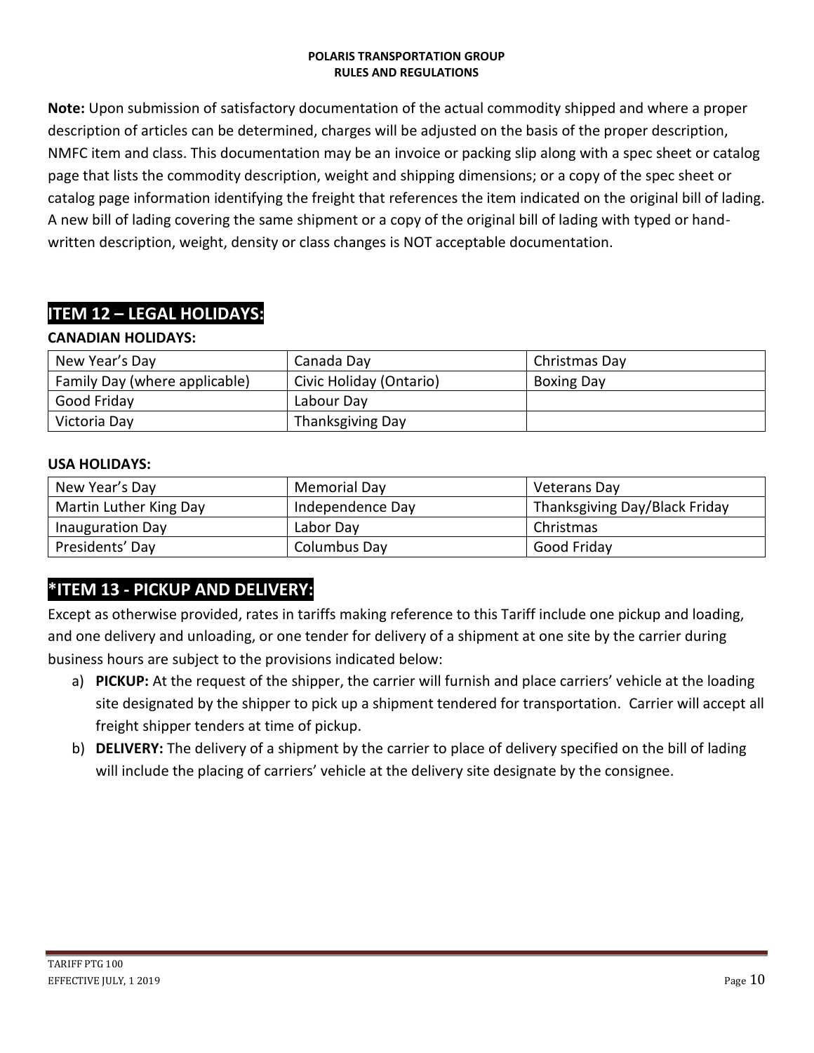**Note:** Upon submission of satisfactory documentation of the actual commodity shipped and where a proper description of articles can be determined, charges will be adjusted on the basis of the proper description, NMFC item and class. This documentation may be an invoice or packing slip along with a spec sheet or catalog page that lists the commodity description, weight and shipping dimensions; or a copy of the spec sheet or catalog page information identifying the freight that references the item indicated on the original bill of lading. A new bill of lading covering the same shipment or a copy of the original bill of lading with typed or hand-written description, weight, density or class changes is NOT acceptable documentation.

## ITEM 12 – LEGAL HOLIDAYS:

**CANADIAN HOLIDAYS:**

| | | |
|---|---|---|
| New Year's Day | Canada Day | Christmas Day |
| Family Day (where applicable) | Civic Holiday (Ontario) | Boxing Day |
| Good Friday | Labour Day | |
| Victoria Day | Thanksgiving Day | |

**USA HOLIDAYS:**

| | | |
|---|---|---|
| New Year's Day | Memorial Day | Veterans Day |
| Martin Luther King Day | Independence Day | Thanksgiving Day/Black Friday |
| Inauguration Day | Labor Day | Christmas |
| Presidents' Day | Columbus Day | Good Friday |

## *ITEM 13 - PICKUP AND DELIVERY:

Except as otherwise provided, rates in tariffs making reference to this Tariff include one pickup and loading, and one delivery and unloading, or one tender for delivery of a shipment at one site by the carrier during business hours are subject to the provisions indicated below:

a) **PICKUP:** At the request of the shipper, the carrier will furnish and place carriers' vehicle at the loading site designated by the shipper to pick up a shipment tendered for transportation. Carrier will accept all freight shipper tenders at time of pickup.

b) **DELIVERY:** The delivery of a shipment by the carrier to place of delivery specified on the bill of lading will include the placing of carriers' vehicle at the delivery site designate by the consignee.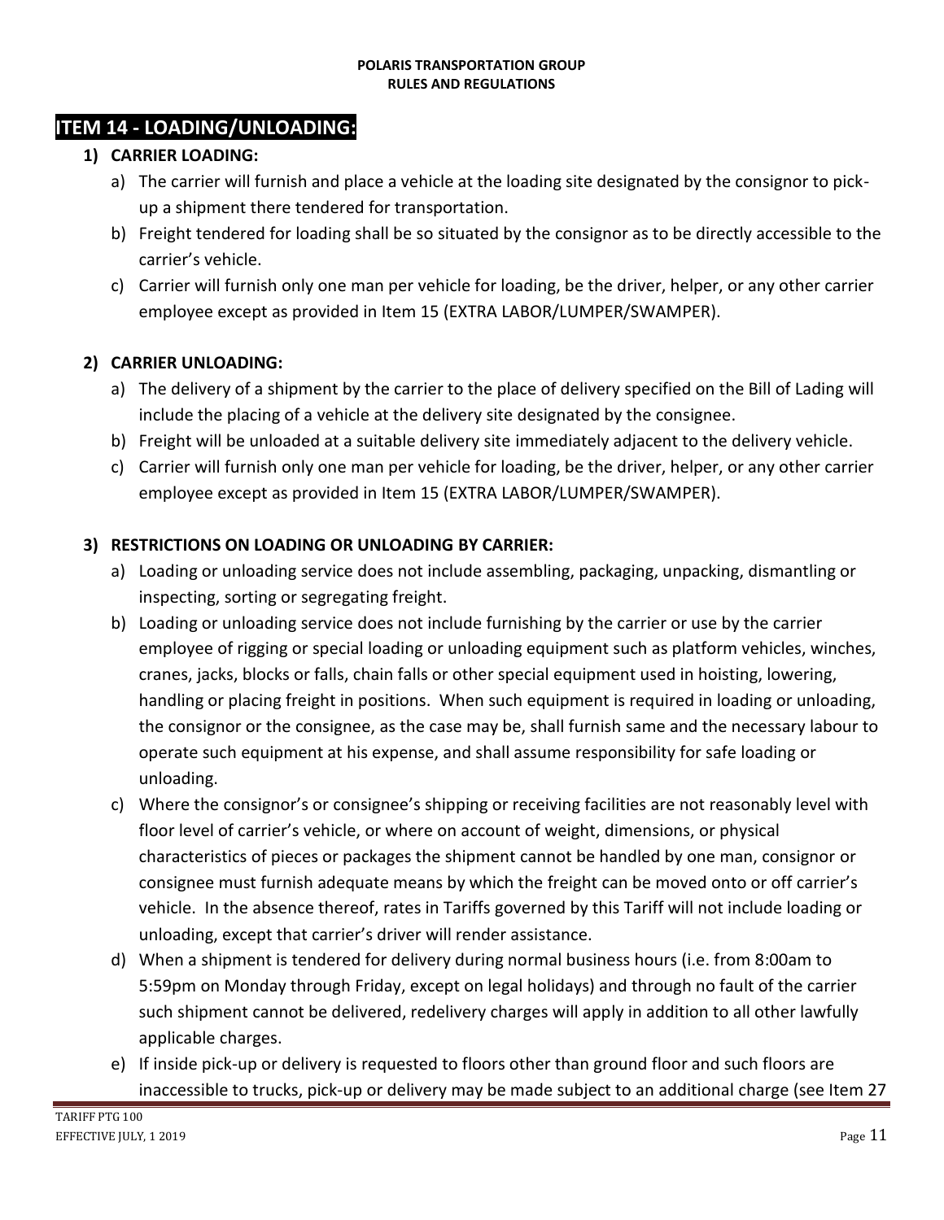## ITEM 14 - LOADING/UNLOADING:

1) **CARRIER LOADING:**
   a) The carrier will furnish and place a vehicle at the loading site designated by the consignor to pick-up a shipment there tendered for transportation.
   b) Freight tendered for loading shall be so situated by the consignor as to be directly accessible to the carrier's vehicle.
   c) Carrier will furnish only one man per vehicle for loading, be the driver, helper, or any other carrier employee except as provided in Item 15 (EXTRA LABOR/LUMPER/SWAMPER).

2) **CARRIER UNLOADING:**
   a) The delivery of a shipment by the carrier to the place of delivery specified on the Bill of Lading will include the placing of a vehicle at the delivery site designated by the consignee.
   b) Freight will be unloaded at a suitable delivery site immediately adjacent to the delivery vehicle.
   c) Carrier will furnish only one man per vehicle for loading, be the driver, helper, or any other carrier employee except as provided in Item 15 (EXTRA LABOR/LUMPER/SWAMPER).

3) **RESTRICTIONS ON LOADING OR UNLOADING BY CARRIER:**
   a) Loading or unloading service does not include assembling, packaging, unpacking, dismantling or inspecting, sorting or segregating freight.
   b) Loading or unloading service does not include furnishing by the carrier or use by the carrier employee of rigging or special loading or unloading equipment such as platform vehicles, winches, cranes, jacks, blocks or falls, chain falls or other special equipment used in hoisting, lowering, handling or placing freight in positions. When such equipment is required in loading or unloading, the consignor or the consignee, as the case may be, shall furnish same and the necessary labour to operate such equipment at his expense, and shall assume responsibility for safe loading or unloading.
   c) Where the consignor's or consignee's shipping or receiving facilities are not reasonably level with floor level of carrier's vehicle, or where on account of weight, dimensions, or physical characteristics of pieces or packages the shipment cannot be handled by one man, consignor or consignee must furnish adequate means by which the freight can be moved onto or off carrier's vehicle. In the absence thereof, rates in Tariffs governed by this Tariff will not include loading or unloading, except that carrier's driver will render assistance.
   d) When a shipment is tendered for delivery during normal business hours (i.e. from 8:00am to 5:59pm on Monday through Friday, except on legal holidays) and through no fault of the carrier such shipment cannot be delivered, redelivery charges will apply in addition to all other lawfully applicable charges.
   e) If inside pick-up or delivery is requested to floors other than ground floor and such floors are inaccessible to trucks, pick-up or delivery may be made subject to an additional charge (see Item 27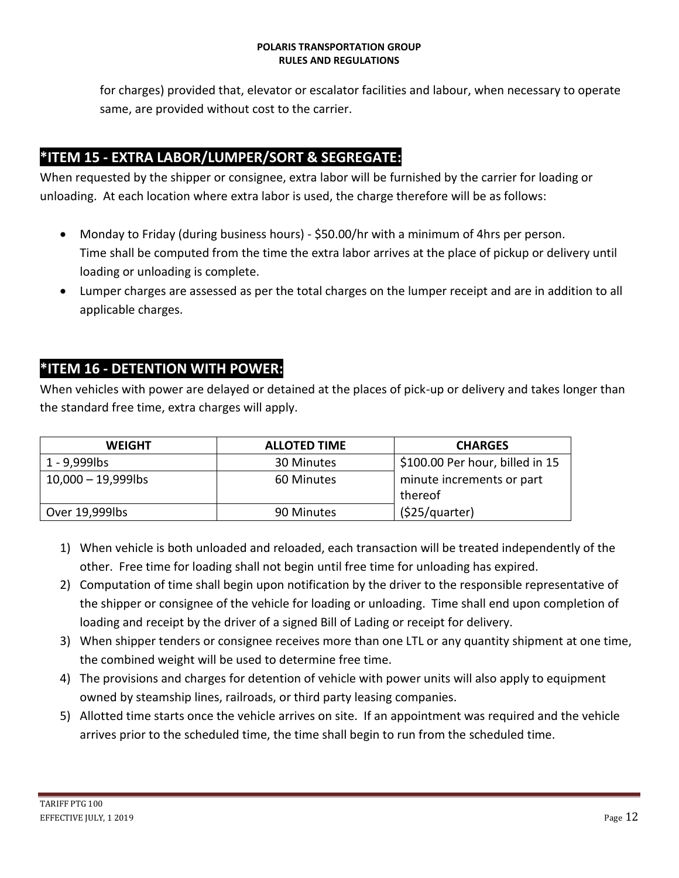for charges) provided that, elevator or escalator facilities and labour, when necessary to operate same, are provided without cost to the carrier.

## *ITEM 15 - EXTRA LABOR/LUMPER/SORT & SEGREGATE:

When requested by the shipper or consignee, extra labor will be furnished by the carrier for loading or unloading. At each location where extra labor is used, the charge therefore will be as follows:

- Monday to Friday (during business hours) - $50.00/hr with a minimum of 4hrs per person. Time shall be computed from the time the extra labor arrives at the place of pickup or delivery until loading or unloading is complete.
- Lumper charges are assessed as per the total charges on the lumper receipt and are in addition to all applicable charges.

## *ITEM 16 - DETENTION WITH POWER:

When vehicles with power are delayed or detained at the places of pick-up or delivery and takes longer than the standard free time, extra charges will apply.

| WEIGHT | ALLOTED TIME | CHARGES |
|---|---|---|
| 1 - 9,999lbs | 30 Minutes | $100.00 Per hour, billed in 15 minute increments or part thereof ($25/quarter) |
| 10,000 – 19,999lbs | 60 Minutes | |
| Over 19,999lbs | 90 Minutes | |

1) When vehicle is both unloaded and reloaded, each transaction will be treated independently of the other. Free time for loading shall not begin until free time for unloading has expired.
2) Computation of time shall begin upon notification by the driver to the responsible representative of the shipper or consignee of the vehicle for loading or unloading. Time shall end upon completion of loading and receipt by the driver of a signed Bill of Lading or receipt for delivery.
3) When shipper tenders or consignee receives more than one LTL or any quantity shipment at one time, the combined weight will be used to determine free time.
4) The provisions and charges for detention of vehicle with power units will also apply to equipment owned by steamship lines, railroads, or third party leasing companies.
5) Allotted time starts once the vehicle arrives on site. If an appointment was required and the vehicle arrives prior to the scheduled time, the time shall begin to run from the scheduled time.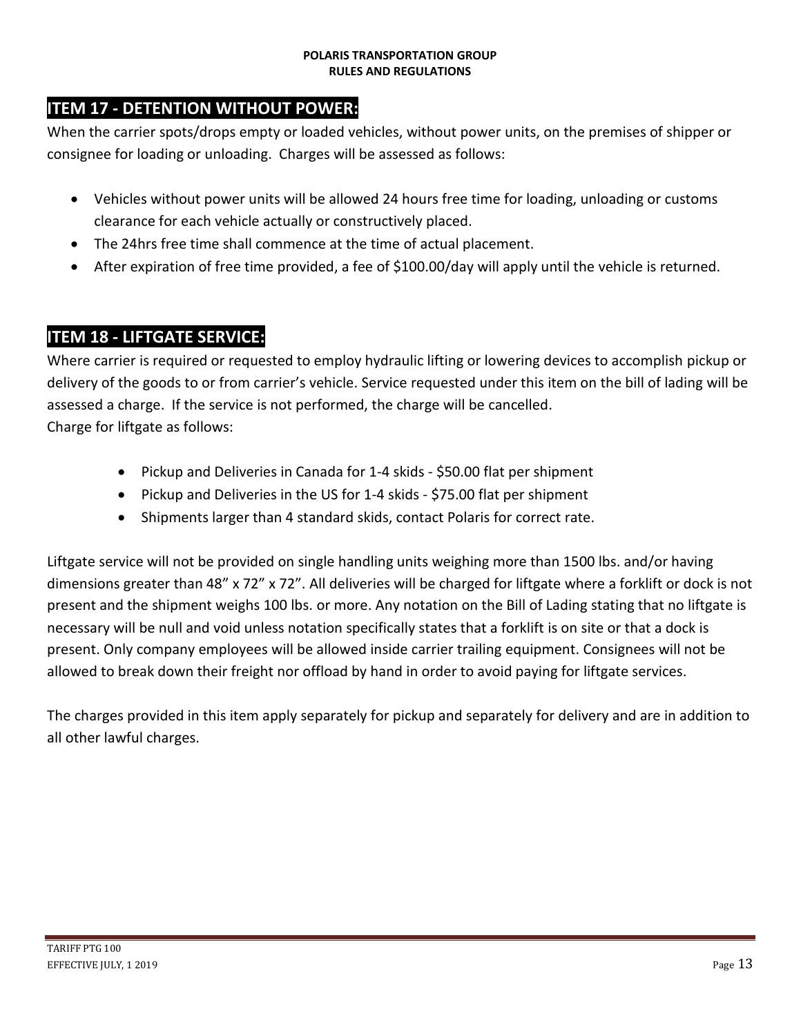## ITEM 17 - DETENTION WITHOUT POWER:

When the carrier spots/drops empty or loaded vehicles, without power units, on the premises of shipper or consignee for loading or unloading. Charges will be assessed as follows:

- Vehicles without power units will be allowed 24 hours free time for loading, unloading or customs clearance for each vehicle actually or constructively placed.
- The 24hrs free time shall commence at the time of actual placement.
- After expiration of free time provided, a fee of $100.00/day will apply until the vehicle is returned.

## ITEM 18 - LIFTGATE SERVICE:

Where carrier is required or requested to employ hydraulic lifting or lowering devices to accomplish pickup or delivery of the goods to or from carrier's vehicle. Service requested under this item on the bill of lading will be assessed a charge. If the service is not performed, the charge will be cancelled.
Charge for liftgate as follows:

- Pickup and Deliveries in Canada for 1-4 skids - $50.00 flat per shipment
- Pickup and Deliveries in the US for 1-4 skids - $75.00 flat per shipment
- Shipments larger than 4 standard skids, contact Polaris for correct rate.

Liftgate service will not be provided on single handling units weighing more than 1500 lbs. and/or having dimensions greater than 48" x 72" x 72". All deliveries will be charged for liftgate where a forklift or dock is not present and the shipment weighs 100 lbs. or more. Any notation on the Bill of Lading stating that no liftgate is necessary will be null and void unless notation specifically states that a forklift is on site or that a dock is present. Only company employees will be allowed inside carrier trailing equipment. Consignees will not be allowed to break down their freight nor offload by hand in order to avoid paying for liftgate services.

The charges provided in this item apply separately for pickup and separately for delivery and are in addition to all other lawful charges.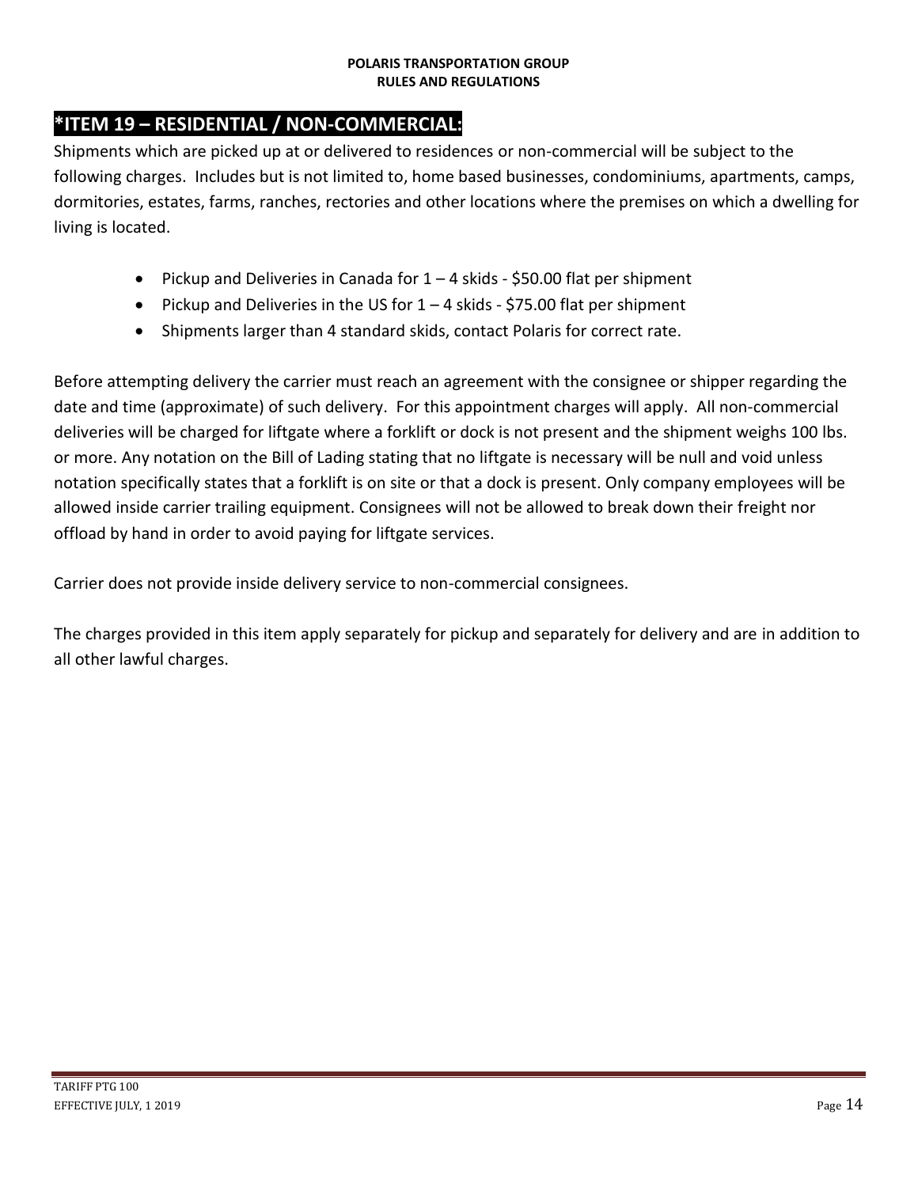## *ITEM 19 – RESIDENTIAL / NON-COMMERCIAL:

Shipments which are picked up at or delivered to residences or non-commercial will be subject to the following charges. Includes but is not limited to, home based businesses, condominiums, apartments, camps, dormitories, estates, farms, ranches, rectories and other locations where the premises on which a dwelling for living is located.

- Pickup and Deliveries in Canada for 1 – 4 skids - $50.00 flat per shipment
- Pickup and Deliveries in the US for 1 – 4 skids - $75.00 flat per shipment
- Shipments larger than 4 standard skids, contact Polaris for correct rate.

Before attempting delivery the carrier must reach an agreement with the consignee or shipper regarding the date and time (approximate) of such delivery. For this appointment charges will apply. All non-commercial deliveries will be charged for liftgate where a forklift or dock is not present and the shipment weighs 100 lbs. or more. Any notation on the Bill of Lading stating that no liftgate is necessary will be null and void unless notation specifically states that a forklift is on site or that a dock is present. Only company employees will be allowed inside carrier trailing equipment. Consignees will not be allowed to break down their freight nor offload by hand in order to avoid paying for liftgate services.

Carrier does not provide inside delivery service to non-commercial consignees.

The charges provided in this item apply separately for pickup and separately for delivery and are in addition to all other lawful charges.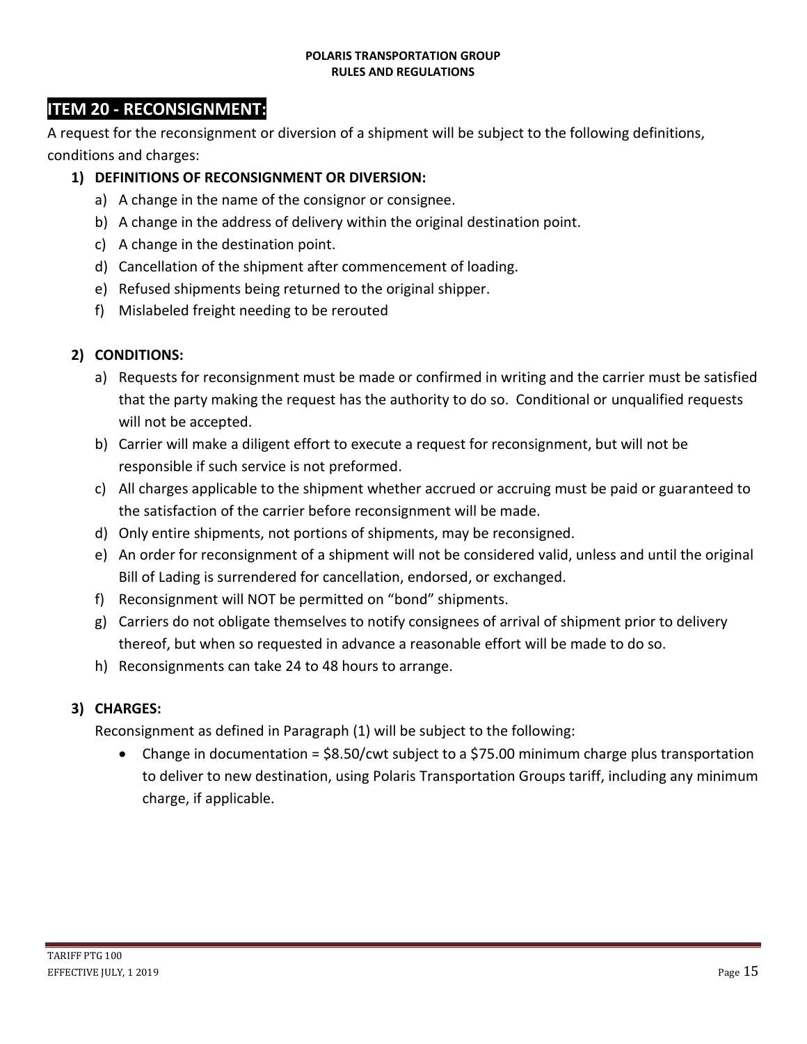## ITEM 20 - RECONSIGNMENT:

A request for the reconsignment or diversion of a shipment will be subject to the following definitions, conditions and charges:

1) **DEFINITIONS OF RECONSIGNMENT OR DIVERSION:**
   a) A change in the name of the consignor or consignee.
   b) A change in the address of delivery within the original destination point.
   c) A change in the destination point.
   d) Cancellation of the shipment after commencement of loading.
   e) Refused shipments being returned to the original shipper.
   f) Mislabeled freight needing to be rerouted

2) **CONDITIONS:**
   a) Requests for reconsignment must be made or confirmed in writing and the carrier must be satisfied that the party making the request has the authority to do so. Conditional or unqualified requests will not be accepted.
   b) Carrier will make a diligent effort to execute a request for reconsignment, but will not be responsible if such service is not preformed.
   c) All charges applicable to the shipment whether accrued or accruing must be paid or guaranteed to the satisfaction of the carrier before reconsignment will be made.
   d) Only entire shipments, not portions of shipments, may be reconsigned.
   e) An order for reconsignment of a shipment will not be considered valid, unless and until the original Bill of Lading is surrendered for cancellation, endorsed, or exchanged.
   f) Reconsignment will NOT be permitted on "bond" shipments.
   g) Carriers do not obligate themselves to notify consignees of arrival of shipment prior to delivery thereof, but when so requested in advance a reasonable effort will be made to do so.
   h) Reconsignments can take 24 to 48 hours to arrange.

3) **CHARGES:**

   Reconsignment as defined in Paragraph (1) will be subject to the following:

   - Change in documentation = $8.50/cwt subject to a $75.00 minimum charge plus transportation to deliver to new destination, using Polaris Transportation Groups tariff, including any minimum charge, if applicable.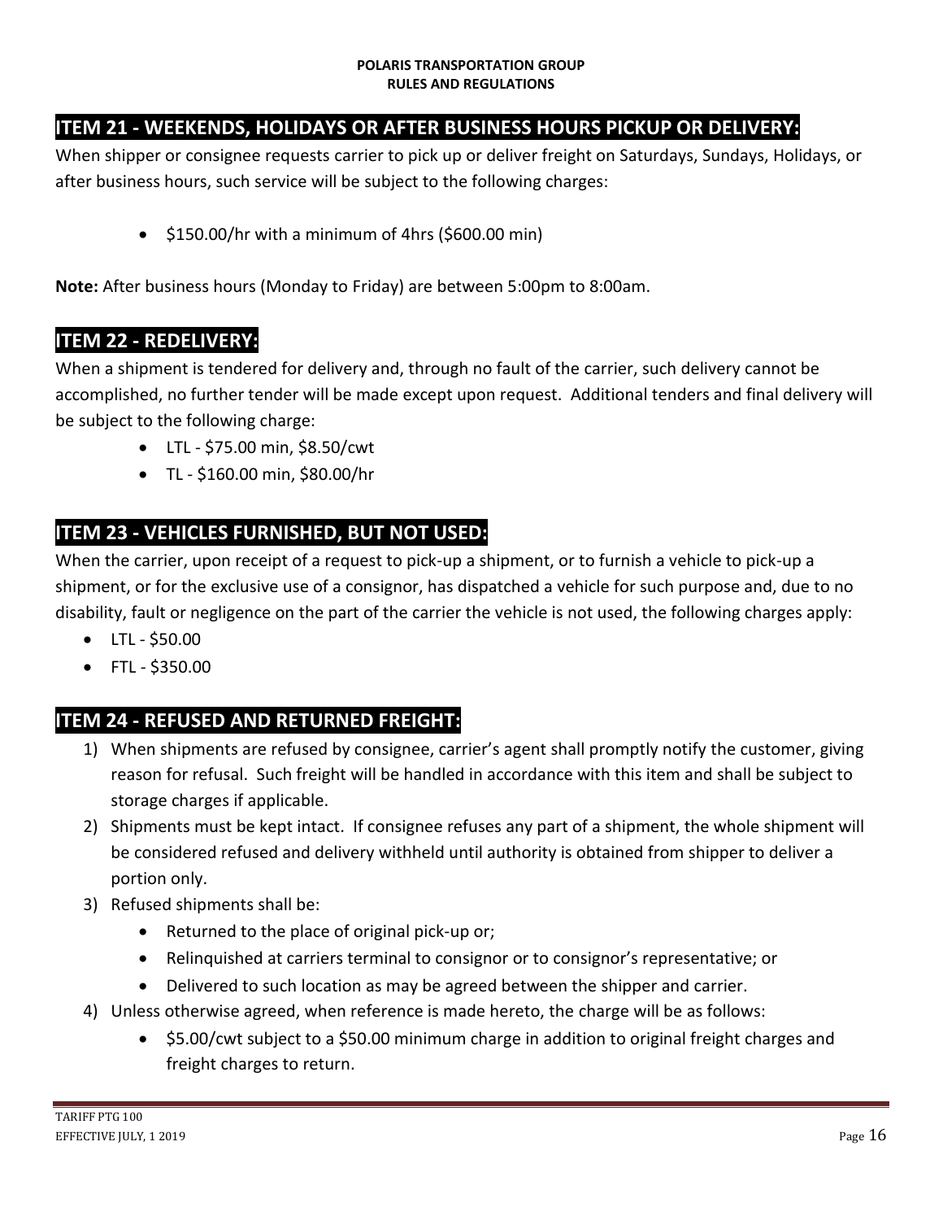## ITEM 21 - WEEKENDS, HOLIDAYS OR AFTER BUSINESS HOURS PICKUP OR DELIVERY:

When shipper or consignee requests carrier to pick up or deliver freight on Saturdays, Sundays, Holidays, or after business hours, such service will be subject to the following charges:

- $150.00/hr with a minimum of 4hrs ($600.00 min)

**Note:** After business hours (Monday to Friday) are between 5:00pm to 8:00am.

## ITEM 22 - REDELIVERY:

When a shipment is tendered for delivery and, through no fault of the carrier, such delivery cannot be accomplished, no further tender will be made except upon request. Additional tenders and final delivery will be subject to the following charge:

- LTL - $75.00 min, $8.50/cwt
- TL - $160.00 min, $80.00/hr

## ITEM 23 - VEHICLES FURNISHED, BUT NOT USED:

When the carrier, upon receipt of a request to pick-up a shipment, or to furnish a vehicle to pick-up a shipment, or for the exclusive use of a consignor, has dispatched a vehicle for such purpose and, due to no disability, fault or negligence on the part of the carrier the vehicle is not used, the following charges apply:

- LTL - $50.00
- FTL - $350.00

## ITEM 24 - REFUSED AND RETURNED FREIGHT:

1) When shipments are refused by consignee, carrier's agent shall promptly notify the customer, giving reason for refusal. Such freight will be handled in accordance with this item and shall be subject to storage charges if applicable.
2) Shipments must be kept intact. If consignee refuses any part of a shipment, the whole shipment will be considered refused and delivery withheld until authority is obtained from shipper to deliver a portion only.
3) Refused shipments shall be:
   - Returned to the place of original pick-up or;
   - Relinquished at carriers terminal to consignor or to consignor's representative; or
   - Delivered to such location as may be agreed between the shipper and carrier.
4) Unless otherwise agreed, when reference is made hereto, the charge will be as follows:
   - $5.00/cwt subject to a $50.00 minimum charge in addition to original freight charges and freight charges to return.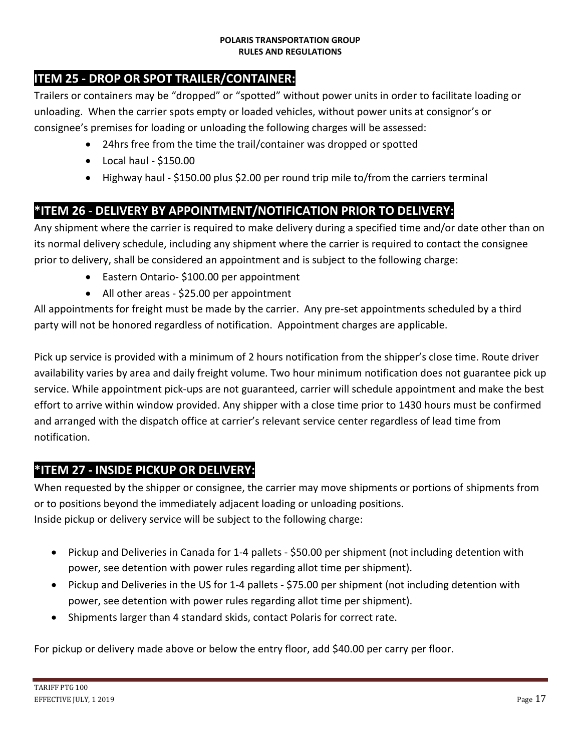## ITEM 25 - DROP OR SPOT TRAILER/CONTAINER:

Trailers or containers may be "dropped" or "spotted" without power units in order to facilitate loading or unloading. When the carrier spots empty or loaded vehicles, without power units at consignor's or consignee's premises for loading or unloading the following charges will be assessed:

- 24hrs free from the time the trail/container was dropped or spotted
- Local haul - $150.00
- Highway haul - $150.00 plus $2.00 per round trip mile to/from the carriers terminal

## *ITEM 26 - DELIVERY BY APPOINTMENT/NOTIFICATION PRIOR TO DELIVERY:

Any shipment where the carrier is required to make delivery during a specified time and/or date other than on its normal delivery schedule, including any shipment where the carrier is required to contact the consignee prior to delivery, shall be considered an appointment and is subject to the following charge:

- Eastern Ontario- $100.00 per appointment
- All other areas - $25.00 per appointment

All appointments for freight must be made by the carrier. Any pre-set appointments scheduled by a third party will not be honored regardless of notification. Appointment charges are applicable.

Pick up service is provided with a minimum of 2 hours notification from the shipper's close time. Route driver availability varies by area and daily freight volume. Two hour minimum notification does not guarantee pick up service. While appointment pick-ups are not guaranteed, carrier will schedule appointment and make the best effort to arrive within window provided. Any shipper with a close time prior to 1430 hours must be confirmed and arranged with the dispatch office at carrier's relevant service center regardless of lead time from notification.

## *ITEM 27 - INSIDE PICKUP OR DELIVERY:

When requested by the shipper or consignee, the carrier may move shipments or portions of shipments from or to positions beyond the immediately adjacent loading or unloading positions.
Inside pickup or delivery service will be subject to the following charge:

- Pickup and Deliveries in Canada for 1-4 pallets - $50.00 per shipment (not including detention with power, see detention with power rules regarding allot time per shipment).
- Pickup and Deliveries in the US for 1-4 pallets - $75.00 per shipment (not including detention with power, see detention with power rules regarding allot time per shipment).
- Shipments larger than 4 standard skids, contact Polaris for correct rate.

For pickup or delivery made above or below the entry floor, add $40.00 per carry per floor.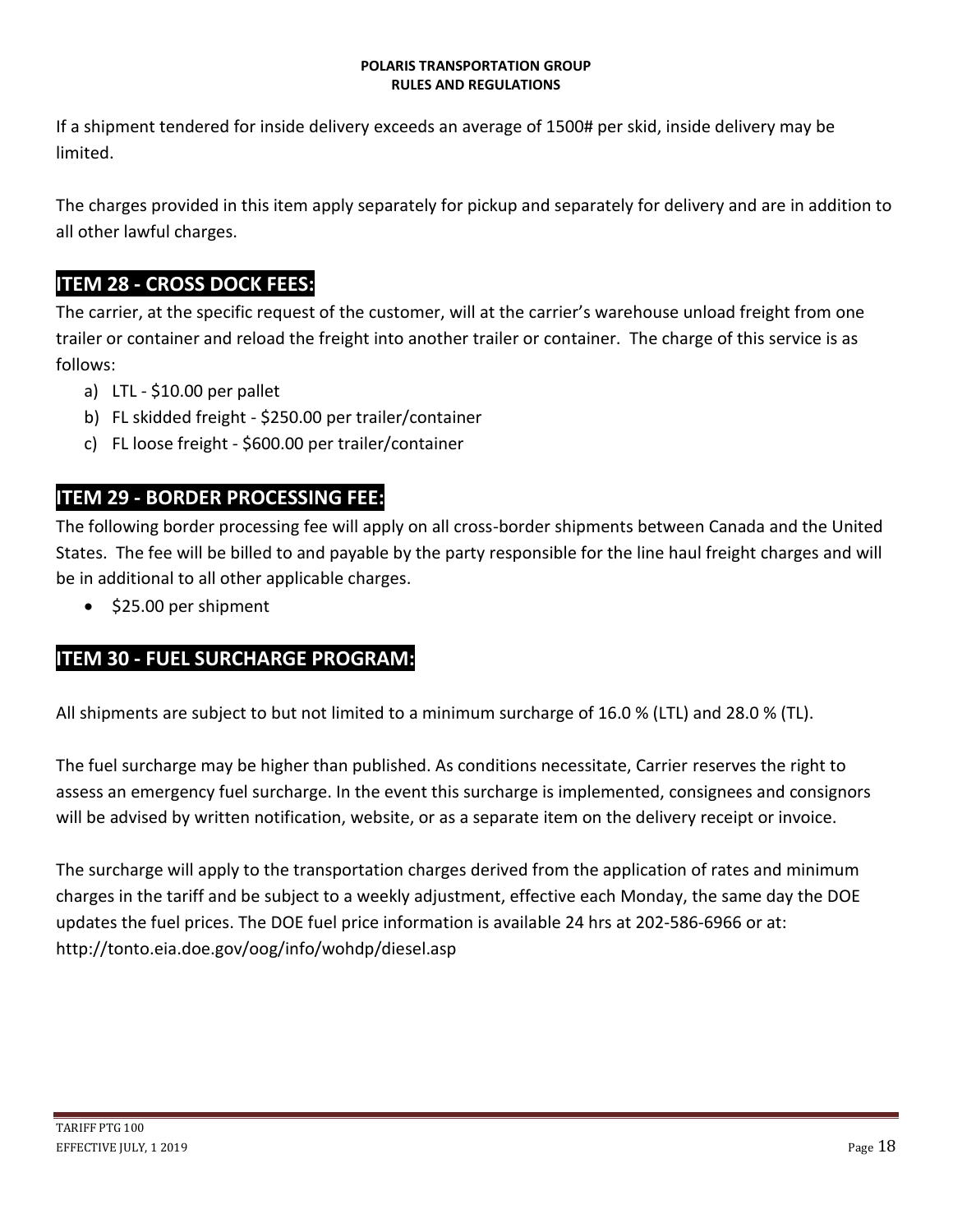If a shipment tendered for inside delivery exceeds an average of 1500# per skid, inside delivery may be limited.

The charges provided in this item apply separately for pickup and separately for delivery and are in addition to all other lawful charges.

## ITEM 28 - CROSS DOCK FEES:

The carrier, at the specific request of the customer, will at the carrier's warehouse unload freight from one trailer or container and reload the freight into another trailer or container. The charge of this service is as follows:

a) LTL - $10.00 per pallet
b) FL skidded freight - $250.00 per trailer/container
c) FL loose freight - $600.00 per trailer/container

## ITEM 29 - BORDER PROCESSING FEE:

The following border processing fee will apply on all cross-border shipments between Canada and the United States. The fee will be billed to and payable by the party responsible for the line haul freight charges and will be in additional to all other applicable charges.

- $25.00 per shipment

## ITEM 30 - FUEL SURCHARGE PROGRAM:

All shipments are subject to but not limited to a minimum surcharge of 16.0 % (LTL) and 28.0 % (TL).

The fuel surcharge may be higher than published. As conditions necessitate, Carrier reserves the right to assess an emergency fuel surcharge. In the event this surcharge is implemented, consignees and consignors will be advised by written notification, website, or as a separate item on the delivery receipt or invoice.

The surcharge will apply to the transportation charges derived from the application of rates and minimum charges in the tariff and be subject to a weekly adjustment, effective each Monday, the same day the DOE updates the fuel prices. The DOE fuel price information is available 24 hrs at 202-586-6966 or at: http://tonto.eia.doe.gov/oog/info/wohdp/diesel.asp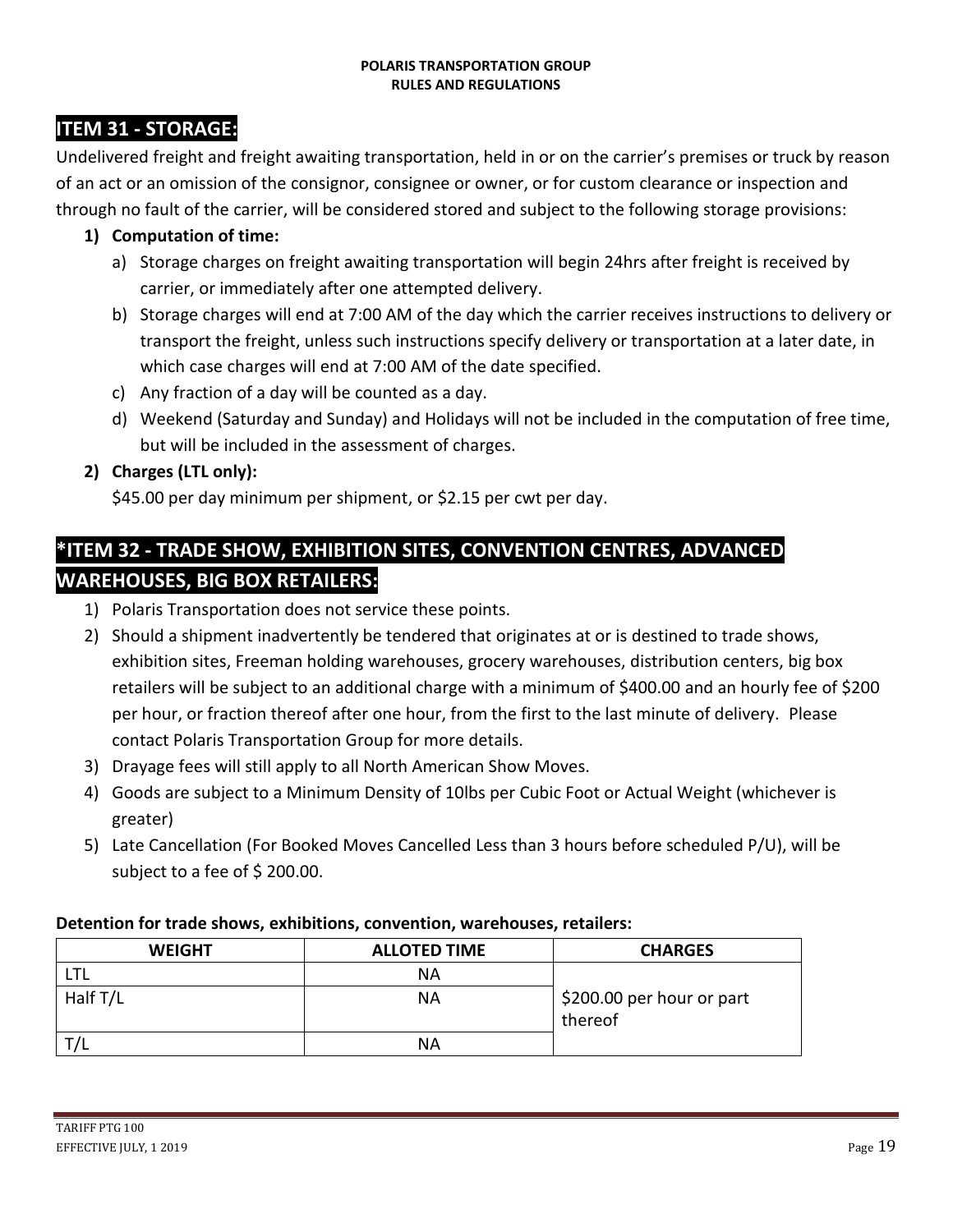## ITEM 31 - STORAGE:

Undelivered freight and freight awaiting transportation, held in or on the carrier's premises or truck by reason of an act or an omission of the consignor, consignee or owner, or for custom clearance or inspection and through no fault of the carrier, will be considered stored and subject to the following storage provisions:

1) **Computation of time:**
   a) Storage charges on freight awaiting transportation will begin 24hrs after freight is received by carrier, or immediately after one attempted delivery.
   b) Storage charges will end at 7:00 AM of the day which the carrier receives instructions to delivery or transport the freight, unless such instructions specify delivery or transportation at a later date, in which case charges will end at 7:00 AM of the date specified.
   c) Any fraction of a day will be counted as a day.
   d) Weekend (Saturday and Sunday) and Holidays will not be included in the computation of free time, but will be included in the assessment of charges.
2) **Charges (LTL only):**
   $45.00 per day minimum per shipment, or $2.15 per cwt per day.

## *ITEM 32 - TRADE SHOW, EXHIBITION SITES, CONVENTION CENTRES, ADVANCED WAREHOUSES, BIG BOX RETAILERS:

1) Polaris Transportation does not service these points.
2) Should a shipment inadvertently be tendered that originates at or is destined to trade shows, exhibition sites, Freeman holding warehouses, grocery warehouses, distribution centers, big box retailers will be subject to an additional charge with a minimum of $400.00 and an hourly fee of $200 per hour, or fraction thereof after one hour, from the first to the last minute of delivery. Please contact Polaris Transportation Group for more details.
3) Drayage fees will still apply to all North American Show Moves.
4) Goods are subject to a Minimum Density of 10lbs per Cubic Foot or Actual Weight (whichever is greater)
5) Late Cancellation (For Booked Moves Cancelled Less than 3 hours before scheduled P/U), will be subject to a fee of $ 200.00.

**Detention for trade shows, exhibitions, convention, warehouses, retailers:**

| WEIGHT | ALLOTED TIME | CHARGES |
|---|---|---|
| LTL | NA | $200.00 per hour or part thereof |
| Half T/L | NA | |
| T/L | NA | |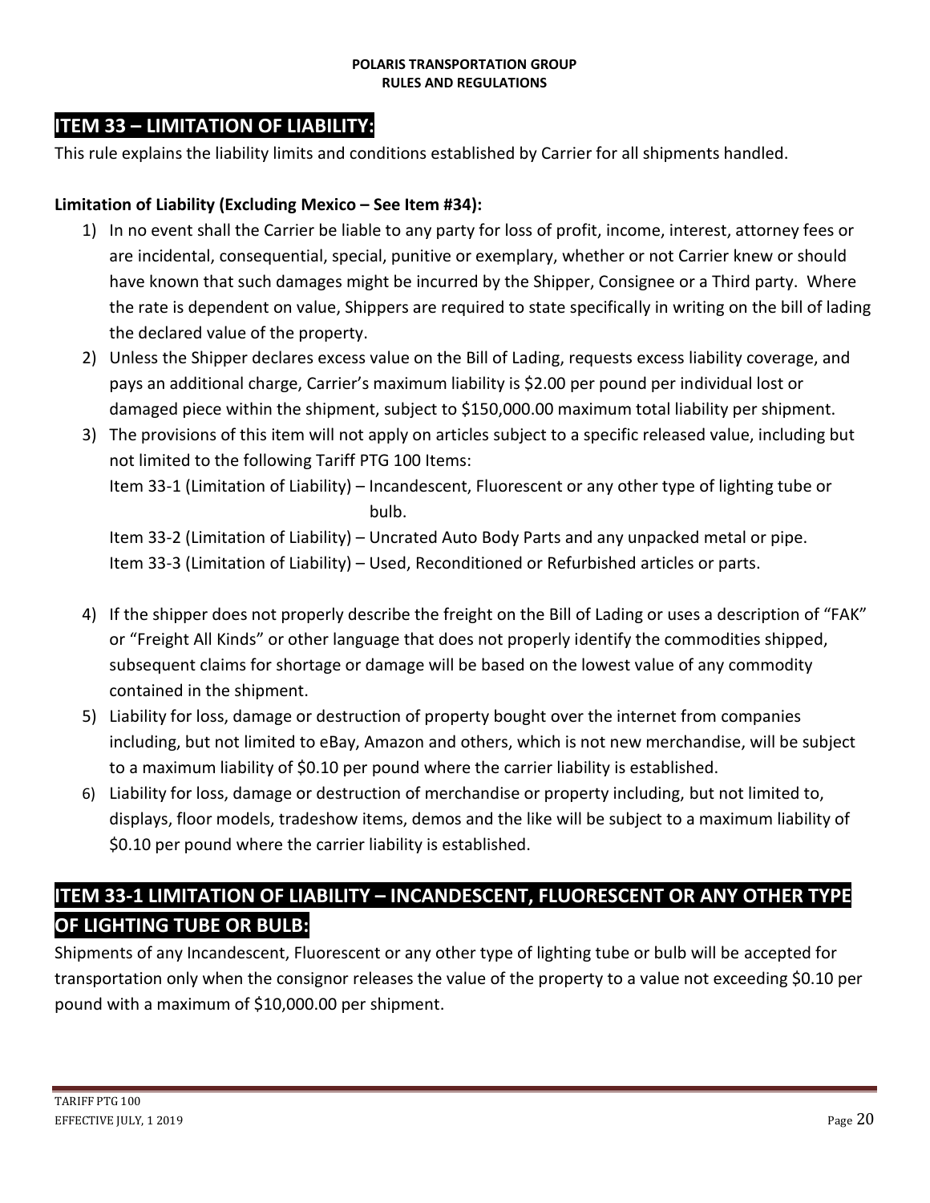## ITEM 33 – LIMITATION OF LIABILITY:

This rule explains the liability limits and conditions established by Carrier for all shipments handled.

**Limitation of Liability (Excluding Mexico – See Item #34):**

1) In no event shall the Carrier be liable to any party for loss of profit, income, interest, attorney fees or are incidental, consequential, special, punitive or exemplary, whether or not Carrier knew or should have known that such damages might be incurred by the Shipper, Consignee or a Third party. Where the rate is dependent on value, Shippers are required to state specifically in writing on the bill of lading the declared value of the property.
2) Unless the Shipper declares excess value on the Bill of Lading, requests excess liability coverage, and pays an additional charge, Carrier's maximum liability is $2.00 per pound per individual lost or damaged piece within the shipment, subject to $150,000.00 maximum total liability per shipment.
3) The provisions of this item will not apply on articles subject to a specific released value, including but not limited to the following Tariff PTG 100 Items:
   Item 33-1 (Limitation of Liability) – Incandescent, Fluorescent or any other type of lighting tube or bulb.
   Item 33-2 (Limitation of Liability) – Uncrated Auto Body Parts and any unpacked metal or pipe.
   Item 33-3 (Limitation of Liability) – Used, Reconditioned or Refurbished articles or parts.
4) If the shipper does not properly describe the freight on the Bill of Lading or uses a description of "FAK" or "Freight All Kinds" or other language that does not properly identify the commodities shipped, subsequent claims for shortage or damage will be based on the lowest value of any commodity contained in the shipment.
5) Liability for loss, damage or destruction of property bought over the internet from companies including, but not limited to eBay, Amazon and others, which is not new merchandise, will be subject to a maximum liability of $0.10 per pound where the carrier liability is established.
6) Liability for loss, damage or destruction of merchandise or property including, but not limited to, displays, floor models, tradeshow items, demos and the like will be subject to a maximum liability of $0.10 per pound where the carrier liability is established.

## ITEM 33-1 LIMITATION OF LIABILITY – INCANDESCENT, FLUORESCENT OR ANY OTHER TYPE OF LIGHTING TUBE OR BULB:

Shipments of any Incandescent, Fluorescent or any other type of lighting tube or bulb will be accepted for transportation only when the consignor releases the value of the property to a value not exceeding $0.10 per pound with a maximum of $10,000.00 per shipment.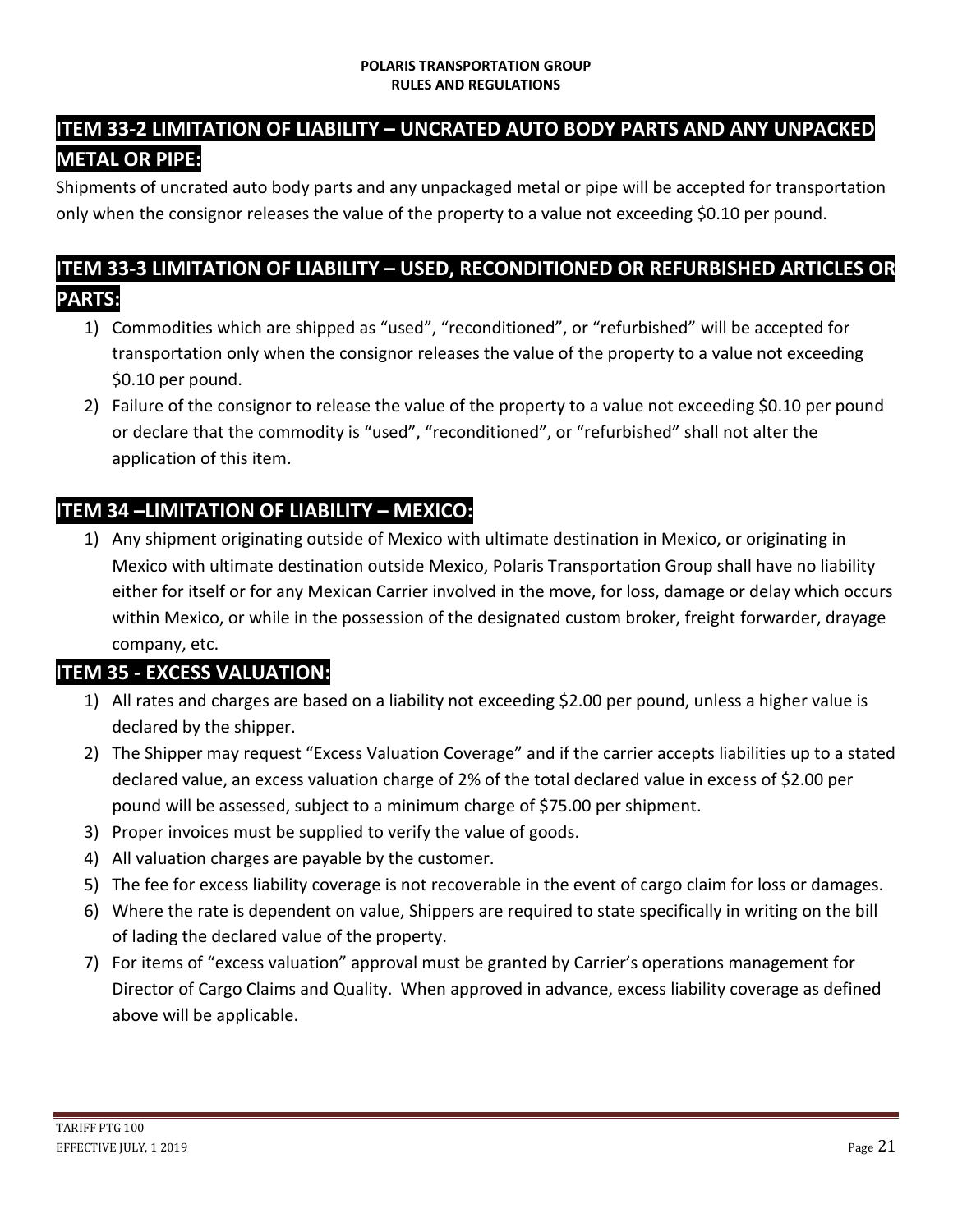## ITEM 33-2 LIMITATION OF LIABILITY – UNCRATED AUTO BODY PARTS AND ANY UNPACKED METAL OR PIPE:

Shipments of uncrated auto body parts and any unpackaged metal or pipe will be accepted for transportation only when the consignor releases the value of the property to a value not exceeding $0.10 per pound.

## ITEM 33-3 LIMITATION OF LIABILITY – USED, RECONDITIONED OR REFURBISHED ARTICLES OR PARTS:

1) Commodities which are shipped as "used", "reconditioned", or "refurbished" will be accepted for transportation only when the consignor releases the value of the property to a value not exceeding $0.10 per pound.
2) Failure of the consignor to release the value of the property to a value not exceeding $0.10 per pound or declare that the commodity is "used", "reconditioned", or "refurbished" shall not alter the application of this item.

## ITEM 34 –LIMITATION OF LIABILITY – MEXICO:

1) Any shipment originating outside of Mexico with ultimate destination in Mexico, or originating in Mexico with ultimate destination outside Mexico, Polaris Transportation Group shall have no liability either for itself or for any Mexican Carrier involved in the move, for loss, damage or delay which occurs within Mexico, or while in the possession of the designated custom broker, freight forwarder, drayage company, etc.

## ITEM 35 - EXCESS VALUATION:

1) All rates and charges are based on a liability not exceeding $2.00 per pound, unless a higher value is declared by the shipper.
2) The Shipper may request "Excess Valuation Coverage" and if the carrier accepts liabilities up to a stated declared value, an excess valuation charge of 2% of the total declared value in excess of $2.00 per pound will be assessed, subject to a minimum charge of $75.00 per shipment.
3) Proper invoices must be supplied to verify the value of goods.
4) All valuation charges are payable by the customer.
5) The fee for excess liability coverage is not recoverable in the event of cargo claim for loss or damages.
6) Where the rate is dependent on value, Shippers are required to state specifically in writing on the bill of lading the declared value of the property.
7) For items of "excess valuation" approval must be granted by Carrier's operations management for Director of Cargo Claims and Quality. When approved in advance, excess liability coverage as defined above will be applicable.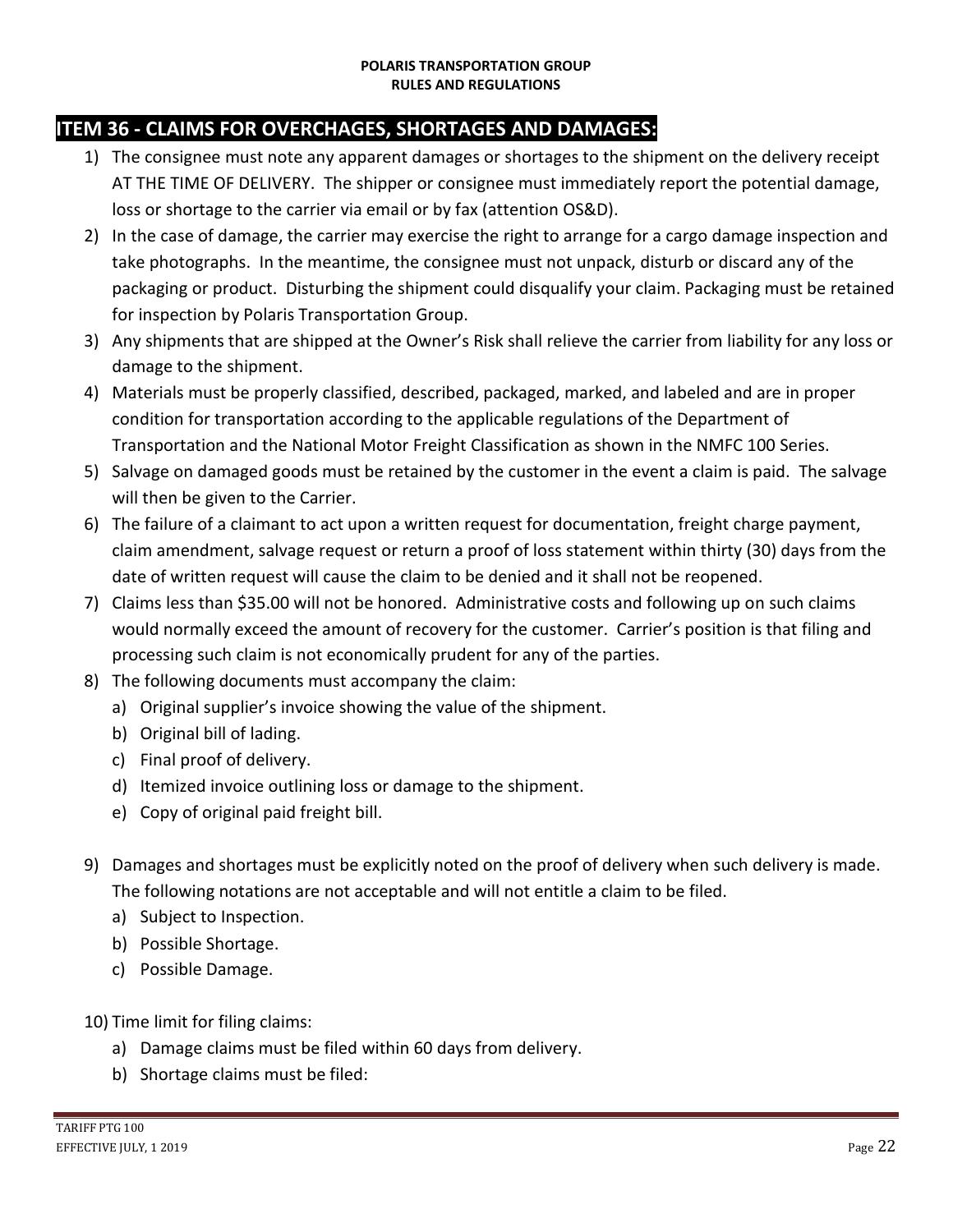## ITEM 36 - CLAIMS FOR OVERCHAGES, SHORTAGES AND DAMAGES:

1) The consignee must note any apparent damages or shortages to the shipment on the delivery receipt AT THE TIME OF DELIVERY. The shipper or consignee must immediately report the potential damage, loss or shortage to the carrier via email or by fax (attention OS&D).
2) In the case of damage, the carrier may exercise the right to arrange for a cargo damage inspection and take photographs. In the meantime, the consignee must not unpack, disturb or discard any of the packaging or product. Disturbing the shipment could disqualify your claim. Packaging must be retained for inspection by Polaris Transportation Group.
3) Any shipments that are shipped at the Owner's Risk shall relieve the carrier from liability for any loss or damage to the shipment.
4) Materials must be properly classified, described, packaged, marked, and labeled and are in proper condition for transportation according to the applicable regulations of the Department of Transportation and the National Motor Freight Classification as shown in the NMFC 100 Series.
5) Salvage on damaged goods must be retained by the customer in the event a claim is paid. The salvage will then be given to the Carrier.
6) The failure of a claimant to act upon a written request for documentation, freight charge payment, claim amendment, salvage request or return a proof of loss statement within thirty (30) days from the date of written request will cause the claim to be denied and it shall not be reopened.
7) Claims less than $35.00 will not be honored. Administrative costs and following up on such claims would normally exceed the amount of recovery for the customer. Carrier's position is that filing and processing such claim is not economically prudent for any of the parties.
8) The following documents must accompany the claim:
   a) Original supplier's invoice showing the value of the shipment.
   b) Original bill of lading.
   c) Final proof of delivery.
   d) Itemized invoice outlining loss or damage to the shipment.
   e) Copy of original paid freight bill.
9) Damages and shortages must be explicitly noted on the proof of delivery when such delivery is made. The following notations are not acceptable and will not entitle a claim to be filed.
   a) Subject to Inspection.
   b) Possible Shortage.
   c) Possible Damage.
10) Time limit for filing claims:
    a) Damage claims must be filed within 60 days from delivery.
    b) Shortage claims must be filed: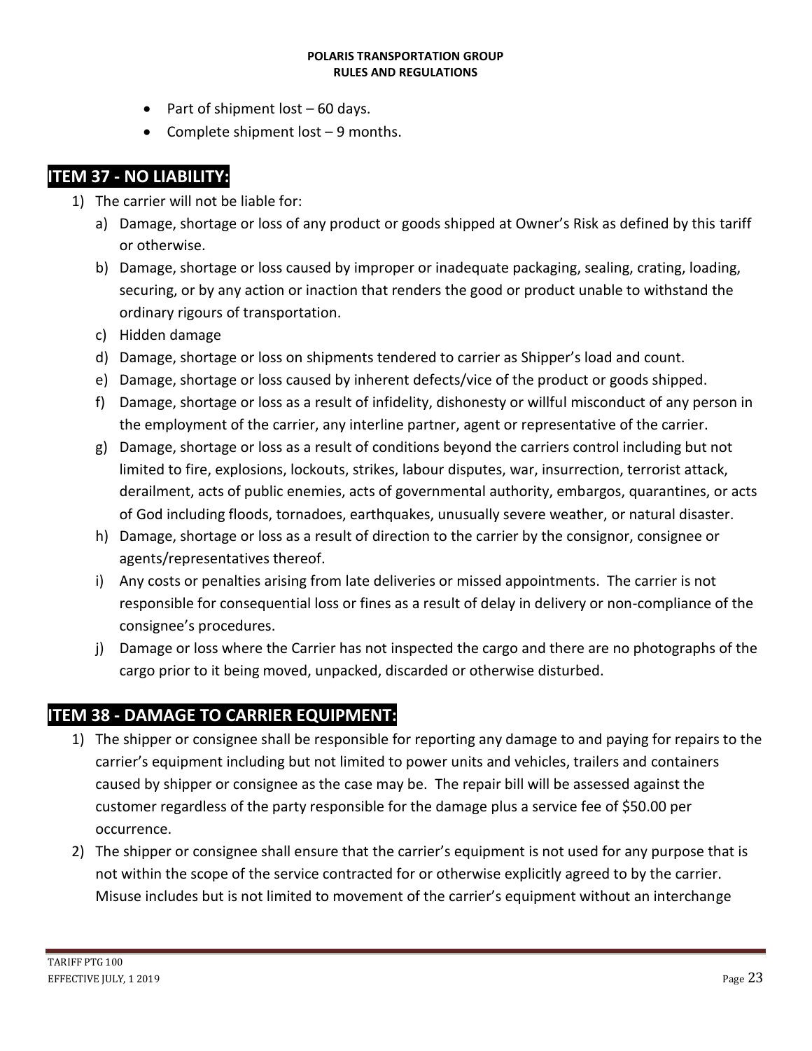- Part of shipment lost – 60 days.
- Complete shipment lost – 9 months.

## ITEM 37 - NO LIABILITY:

1) The carrier will not be liable for:
   a) Damage, shortage or loss of any product or goods shipped at Owner's Risk as defined by this tariff or otherwise.
   b) Damage, shortage or loss caused by improper or inadequate packaging, sealing, crating, loading, securing, or by any action or inaction that renders the good or product unable to withstand the ordinary rigours of transportation.
   c) Hidden damage
   d) Damage, shortage or loss on shipments tendered to carrier as Shipper's load and count.
   e) Damage, shortage or loss caused by inherent defects/vice of the product or goods shipped.
   f) Damage, shortage or loss as a result of infidelity, dishonesty or willful misconduct of any person in the employment of the carrier, any interline partner, agent or representative of the carrier.
   g) Damage, shortage or loss as a result of conditions beyond the carriers control including but not limited to fire, explosions, lockouts, strikes, labour disputes, war, insurrection, terrorist attack, derailment, acts of public enemies, acts of governmental authority, embargos, quarantines, or acts of God including floods, tornadoes, earthquakes, unusually severe weather, or natural disaster.
   h) Damage, shortage or loss as a result of direction to the carrier by the consignor, consignee or agents/representatives thereof.
   i) Any costs or penalties arising from late deliveries or missed appointments. The carrier is not responsible for consequential loss or fines as a result of delay in delivery or non-compliance of the consignee's procedures.
   j) Damage or loss where the Carrier has not inspected the cargo and there are no photographs of the cargo prior to it being moved, unpacked, discarded or otherwise disturbed.

## ITEM 38 - DAMAGE TO CARRIER EQUIPMENT:

1) The shipper or consignee shall be responsible for reporting any damage to and paying for repairs to the carrier's equipment including but not limited to power units and vehicles, trailers and containers caused by shipper or consignee as the case may be. The repair bill will be assessed against the customer regardless of the party responsible for the damage plus a service fee of $50.00 per occurrence.
2) The shipper or consignee shall ensure that the carrier's equipment is not used for any purpose that is not within the scope of the service contracted for or otherwise explicitly agreed to by the carrier. Misuse includes but is not limited to movement of the carrier's equipment without an interchange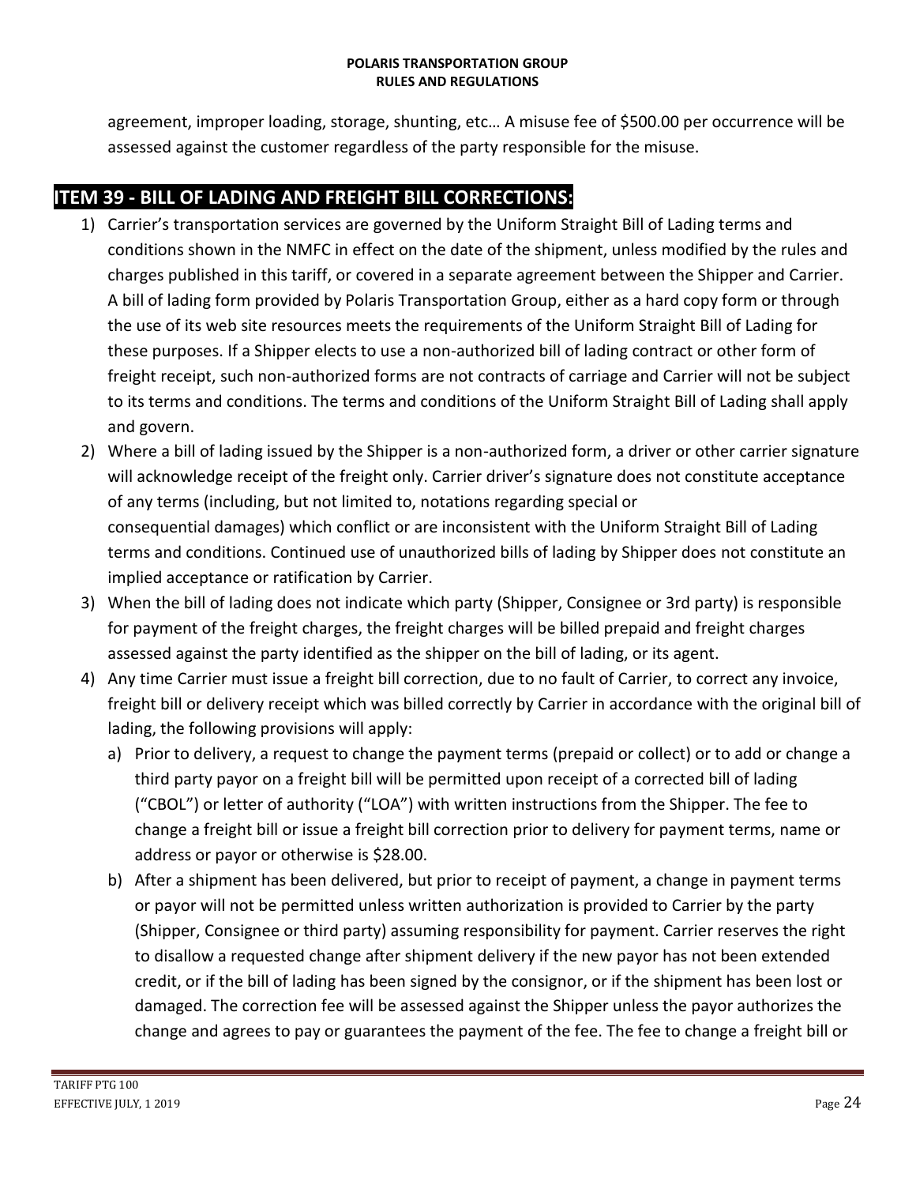agreement, improper loading, storage, shunting, etc… A misuse fee of $500.00 per occurrence will be assessed against the customer regardless of the party responsible for the misuse.

## ITEM 39 - BILL OF LADING AND FREIGHT BILL CORRECTIONS:

1) Carrier's transportation services are governed by the Uniform Straight Bill of Lading terms and conditions shown in the NMFC in effect on the date of the shipment, unless modified by the rules and charges published in this tariff, or covered in a separate agreement between the Shipper and Carrier. A bill of lading form provided by Polaris Transportation Group, either as a hard copy form or through the use of its web site resources meets the requirements of the Uniform Straight Bill of Lading for these purposes. If a Shipper elects to use a non-authorized bill of lading contract or other form of freight receipt, such non-authorized forms are not contracts of carriage and Carrier will not be subject to its terms and conditions. The terms and conditions of the Uniform Straight Bill of Lading shall apply and govern.
2) Where a bill of lading issued by the Shipper is a non-authorized form, a driver or other carrier signature will acknowledge receipt of the freight only. Carrier driver's signature does not constitute acceptance of any terms (including, but not limited to, notations regarding special or consequential damages) which conflict or are inconsistent with the Uniform Straight Bill of Lading terms and conditions. Continued use of unauthorized bills of lading by Shipper does not constitute an implied acceptance or ratification by Carrier.
3) When the bill of lading does not indicate which party (Shipper, Consignee or 3rd party) is responsible for payment of the freight charges, the freight charges will be billed prepaid and freight charges assessed against the party identified as the shipper on the bill of lading, or its agent.
4) Any time Carrier must issue a freight bill correction, due to no fault of Carrier, to correct any invoice, freight bill or delivery receipt which was billed correctly by Carrier in accordance with the original bill of lading, the following provisions will apply:
   a) Prior to delivery, a request to change the payment terms (prepaid or collect) or to add or change a third party payor on a freight bill will be permitted upon receipt of a corrected bill of lading ("CBOL") or letter of authority ("LOA") with written instructions from the Shipper. The fee to change a freight bill or issue a freight bill correction prior to delivery for payment terms, name or address or payor or otherwise is $28.00.
   b) After a shipment has been delivered, but prior to receipt of payment, a change in payment terms or payor will not be permitted unless written authorization is provided to Carrier by the party (Shipper, Consignee or third party) assuming responsibility for payment. Carrier reserves the right to disallow a requested change after shipment delivery if the new payor has not been extended credit, or if the bill of lading has been signed by the consignor, or if the shipment has been lost or damaged. The correction fee will be assessed against the Shipper unless the payor authorizes the change and agrees to pay or guarantees the payment of the fee. The fee to change a freight bill or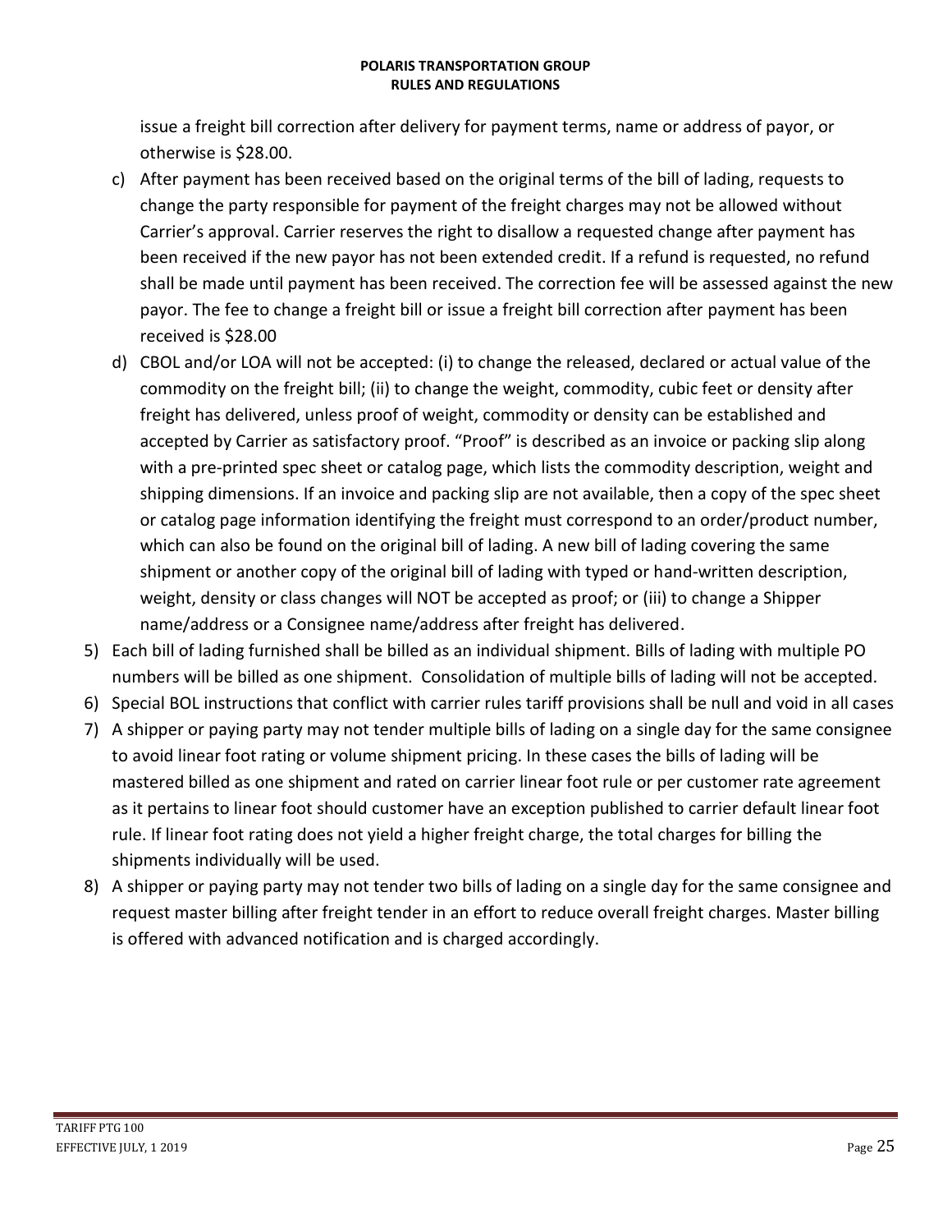issue a freight bill correction after delivery for payment terms, name or address of payor, or otherwise is $28.00.

c) After payment has been received based on the original terms of the bill of lading, requests to change the party responsible for payment of the freight charges may not be allowed without Carrier's approval. Carrier reserves the right to disallow a requested change after payment has been received if the new payor has not been extended credit. If a refund is requested, no refund shall be made until payment has been received. The correction fee will be assessed against the new payor. The fee to change a freight bill or issue a freight bill correction after payment has been received is $28.00

d) CBOL and/or LOA will not be accepted: (i) to change the released, declared or actual value of the commodity on the freight bill; (ii) to change the weight, commodity, cubic feet or density after freight has delivered, unless proof of weight, commodity or density can be established and accepted by Carrier as satisfactory proof. "Proof" is described as an invoice or packing slip along with a pre-printed spec sheet or catalog page, which lists the commodity description, weight and shipping dimensions. If an invoice and packing slip are not available, then a copy of the spec sheet or catalog page information identifying the freight must correspond to an order/product number, which can also be found on the original bill of lading. A new bill of lading covering the same shipment or another copy of the original bill of lading with typed or hand-written description, weight, density or class changes will NOT be accepted as proof; or (iii) to change a Shipper name/address or a Consignee name/address after freight has delivered.

5) Each bill of lading furnished shall be billed as an individual shipment. Bills of lading with multiple PO numbers will be billed as one shipment. Consolidation of multiple bills of lading will not be accepted.
6) Special BOL instructions that conflict with carrier rules tariff provisions shall be null and void in all cases
7) A shipper or paying party may not tender multiple bills of lading on a single day for the same consignee to avoid linear foot rating or volume shipment pricing. In these cases the bills of lading will be mastered billed as one shipment and rated on carrier linear foot rule or per customer rate agreement as it pertains to linear foot should customer have an exception published to carrier default linear foot rule. If linear foot rating does not yield a higher freight charge, the total charges for billing the shipments individually will be used.
8) A shipper or paying party may not tender two bills of lading on a single day for the same consignee and request master billing after freight tender in an effort to reduce overall freight charges. Master billing is offered with advanced notification and is charged accordingly.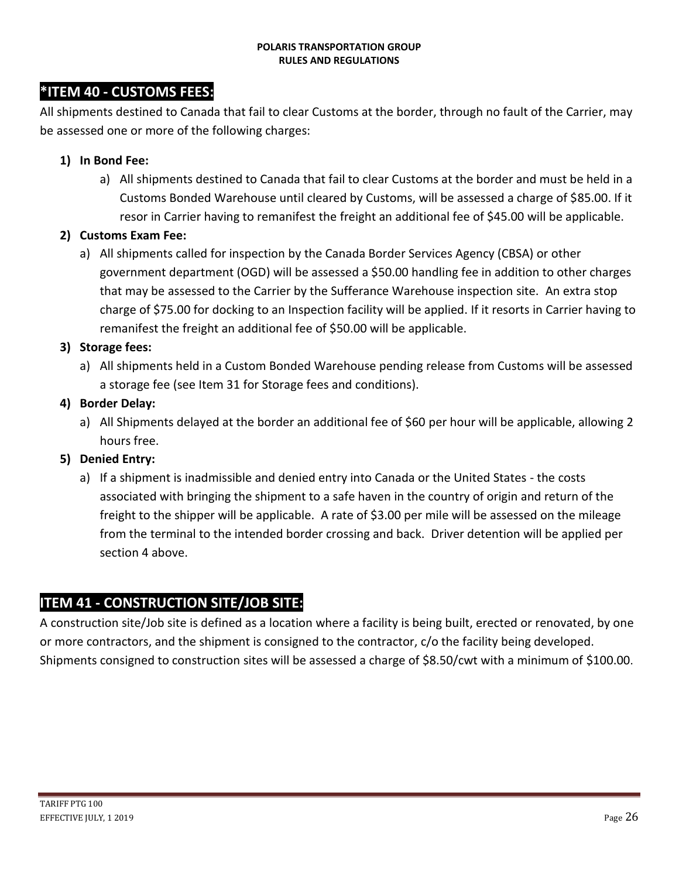## *ITEM 40 - CUSTOMS FEES:

All shipments destined to Canada that fail to clear Customs at the border, through no fault of the Carrier, may be assessed one or more of the following charges:

1) **In Bond Fee:**
   a) All shipments destined to Canada that fail to clear Customs at the border and must be held in a Customs Bonded Warehouse until cleared by Customs, will be assessed a charge of $85.00. If it resor in Carrier having to remanifest the freight an additional fee of $45.00 will be applicable.
2) **Customs Exam Fee:**
   a) All shipments called for inspection by the Canada Border Services Agency (CBSA) or other government department (OGD) will be assessed a $50.00 handling fee in addition to other charges that may be assessed to the Carrier by the Sufferance Warehouse inspection site. An extra stop charge of $75.00 for docking to an Inspection facility will be applied. If it resorts in Carrier having to remanifest the freight an additional fee of $50.00 will be applicable.
3) **Storage fees:**
   a) All shipments held in a Custom Bonded Warehouse pending release from Customs will be assessed a storage fee (see Item 31 for Storage fees and conditions).
4) **Border Delay:**
   a) All Shipments delayed at the border an additional fee of $60 per hour will be applicable, allowing 2 hours free.
5) **Denied Entry:**
   a) If a shipment is inadmissible and denied entry into Canada or the United States - the costs associated with bringing the shipment to a safe haven in the country of origin and return of the freight to the shipper will be applicable. A rate of $3.00 per mile will be assessed on the mileage from the terminal to the intended border crossing and back. Driver detention will be applied per section 4 above.

## ITEM 41 - CONSTRUCTION SITE/JOB SITE:

A construction site/Job site is defined as a location where a facility is being built, erected or renovated, by one or more contractors, and the shipment is consigned to the contractor, c/o the facility being developed. Shipments consigned to construction sites will be assessed a charge of $8.50/cwt with a minimum of $100.00.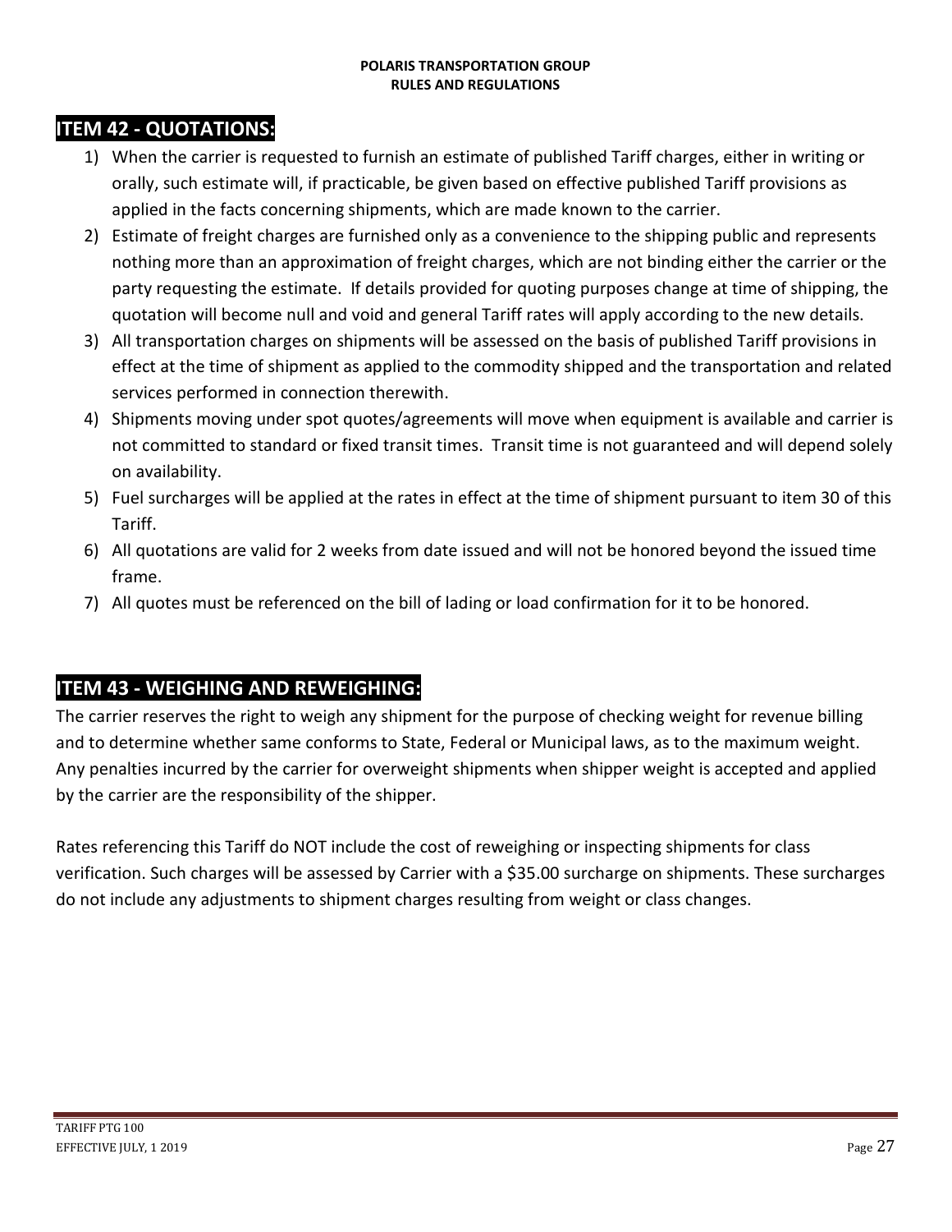## ITEM 42 - QUOTATIONS:

1) When the carrier is requested to furnish an estimate of published Tariff charges, either in writing or orally, such estimate will, if practicable, be given based on effective published Tariff provisions as applied in the facts concerning shipments, which are made known to the carrier.
2) Estimate of freight charges are furnished only as a convenience to the shipping public and represents nothing more than an approximation of freight charges, which are not binding either the carrier or the party requesting the estimate. If details provided for quoting purposes change at time of shipping, the quotation will become null and void and general Tariff rates will apply according to the new details.
3) All transportation charges on shipments will be assessed on the basis of published Tariff provisions in effect at the time of shipment as applied to the commodity shipped and the transportation and related services performed in connection therewith.
4) Shipments moving under spot quotes/agreements will move when equipment is available and carrier is not committed to standard or fixed transit times. Transit time is not guaranteed and will depend solely on availability.
5) Fuel surcharges will be applied at the rates in effect at the time of shipment pursuant to item 30 of this Tariff.
6) All quotations are valid for 2 weeks from date issued and will not be honored beyond the issued time frame.
7) All quotes must be referenced on the bill of lading or load confirmation for it to be honored.

## ITEM 43 - WEIGHING AND REWEIGHING:

The carrier reserves the right to weigh any shipment for the purpose of checking weight for revenue billing and to determine whether same conforms to State, Federal or Municipal laws, as to the maximum weight. Any penalties incurred by the carrier for overweight shipments when shipper weight is accepted and applied by the carrier are the responsibility of the shipper.

Rates referencing this Tariff do NOT include the cost of reweighing or inspecting shipments for class verification. Such charges will be assessed by Carrier with a $35.00 surcharge on shipments. These surcharges do not include any adjustments to shipment charges resulting from weight or class changes.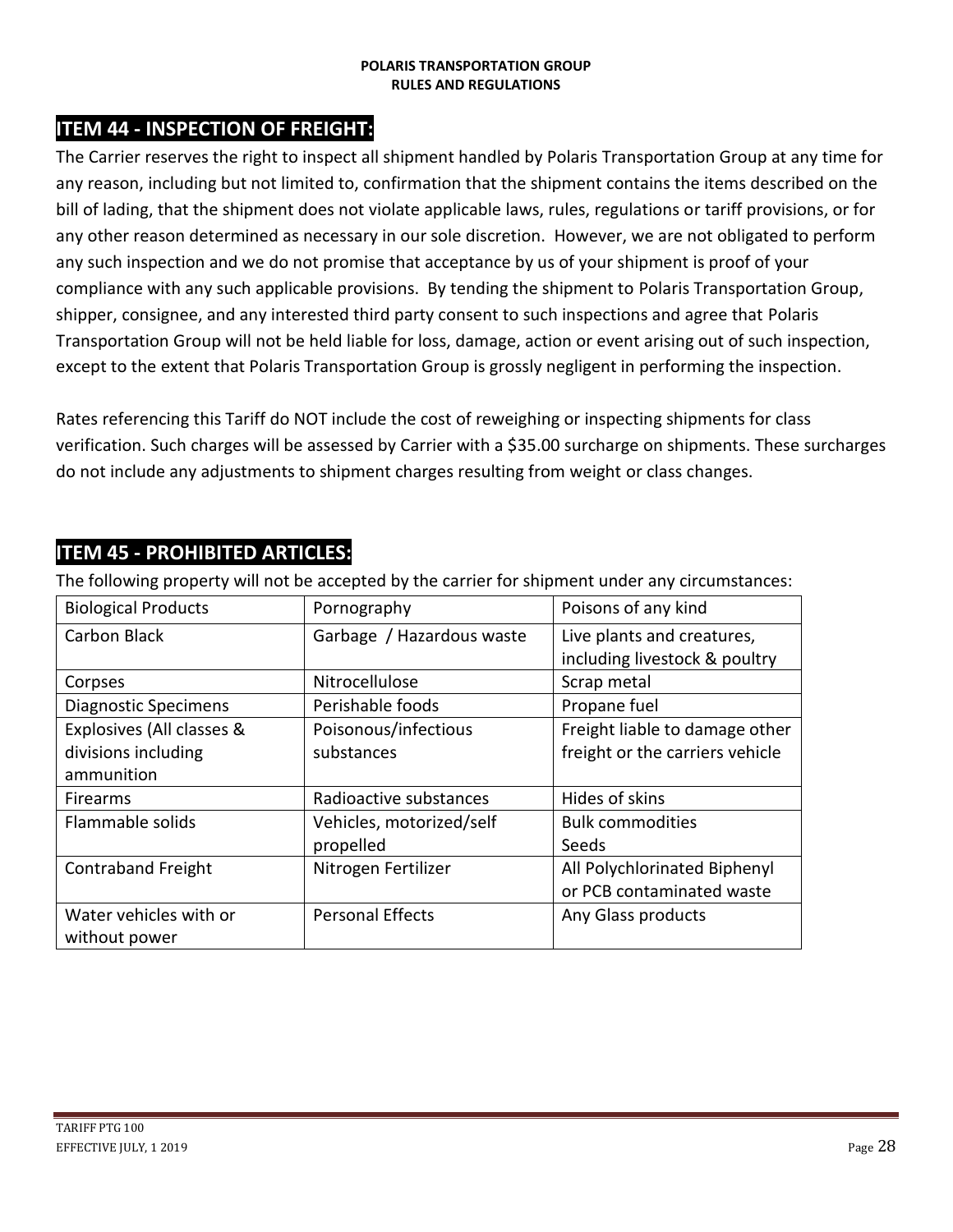## ITEM 44 - INSPECTION OF FREIGHT:

The Carrier reserves the right to inspect all shipment handled by Polaris Transportation Group at any time for any reason, including but not limited to, confirmation that the shipment contains the items described on the bill of lading, that the shipment does not violate applicable laws, rules, regulations or tariff provisions, or for any other reason determined as necessary in our sole discretion. However, we are not obligated to perform any such inspection and we do not promise that acceptance by us of your shipment is proof of your compliance with any such applicable provisions. By tending the shipment to Polaris Transportation Group, shipper, consignee, and any interested third party consent to such inspections and agree that Polaris Transportation Group will not be held liable for loss, damage, action or event arising out of such inspection, except to the extent that Polaris Transportation Group is grossly negligent in performing the inspection.

Rates referencing this Tariff do NOT include the cost of reweighing or inspecting shipments for class verification. Such charges will be assessed by Carrier with a $35.00 surcharge on shipments. These surcharges do not include any adjustments to shipment charges resulting from weight or class changes.

## ITEM 45 - PROHIBITED ARTICLES:

The following property will not be accepted by the carrier for shipment under any circumstances:

| | | |
|---|---|---|
| Biological Products | Pornography | Poisons of any kind |
| Carbon Black | Garbage / Hazardous waste | Live plants and creatures, including livestock & poultry |
| Corpses | Nitrocellulose | Scrap metal |
| Diagnostic Specimens | Perishable foods | Propane fuel |
| Explosives (All classes & divisions including ammunition | Poisonous/infectious substances | Freight liable to damage other freight or the carriers vehicle |
| Firearms | Radioactive substances | Hides of skins |
| Flammable solids | Vehicles, motorized/self propelled | Bulk commodities<br>Seeds |
| Contraband Freight | Nitrogen Fertilizer | All Polychlorinated Biphenyl or PCB contaminated waste |
| Water vehicles with or without power | Personal Effects | Any Glass products |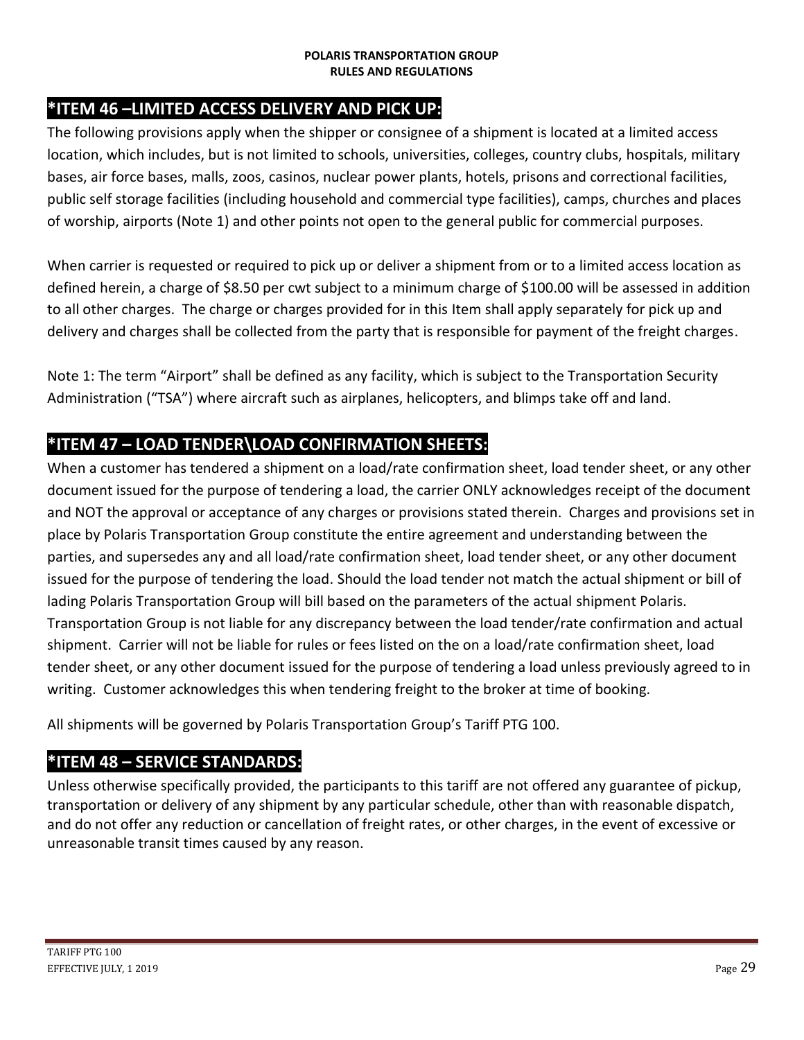## *ITEM 46 –LIMITED ACCESS DELIVERY AND PICK UP:

The following provisions apply when the shipper or consignee of a shipment is located at a limited access location, which includes, but is not limited to schools, universities, colleges, country clubs, hospitals, military bases, air force bases, malls, zoos, casinos, nuclear power plants, hotels, prisons and correctional facilities, public self storage facilities (including household and commercial type facilities), camps, churches and places of worship, airports (Note 1) and other points not open to the general public for commercial purposes.

When carrier is requested or required to pick up or deliver a shipment from or to a limited access location as defined herein, a charge of $8.50 per cwt subject to a minimum charge of $100.00 will be assessed in addition to all other charges. The charge or charges provided for in this Item shall apply separately for pick up and delivery and charges shall be collected from the party that is responsible for payment of the freight charges.

Note 1: The term "Airport" shall be defined as any facility, which is subject to the Transportation Security Administration ("TSA") where aircraft such as airplanes, helicopters, and blimps take off and land.

## *ITEM 47 – LOAD TENDER\LOAD CONFIRMATION SHEETS:

When a customer has tendered a shipment on a load/rate confirmation sheet, load tender sheet, or any other document issued for the purpose of tendering a load, the carrier ONLY acknowledges receipt of the document and NOT the approval or acceptance of any charges or provisions stated therein. Charges and provisions set in place by Polaris Transportation Group constitute the entire agreement and understanding between the parties, and supersedes any and all load/rate confirmation sheet, load tender sheet, or any other document issued for the purpose of tendering the load. Should the load tender not match the actual shipment or bill of lading Polaris Transportation Group will bill based on the parameters of the actual shipment Polaris. Transportation Group is not liable for any discrepancy between the load tender/rate confirmation and actual shipment. Carrier will not be liable for rules or fees listed on the on a load/rate confirmation sheet, load tender sheet, or any other document issued for the purpose of tendering a load unless previously agreed to in writing. Customer acknowledges this when tendering freight to the broker at time of booking.

All shipments will be governed by Polaris Transportation Group's Tariff PTG 100.

## *ITEM 48 – SERVICE STANDARDS:

Unless otherwise specifically provided, the participants to this tariff are not offered any guarantee of pickup, transportation or delivery of any shipment by any particular schedule, other than with reasonable dispatch, and do not offer any reduction or cancellation of freight rates, or other charges, in the event of excessive or unreasonable transit times caused by any reason.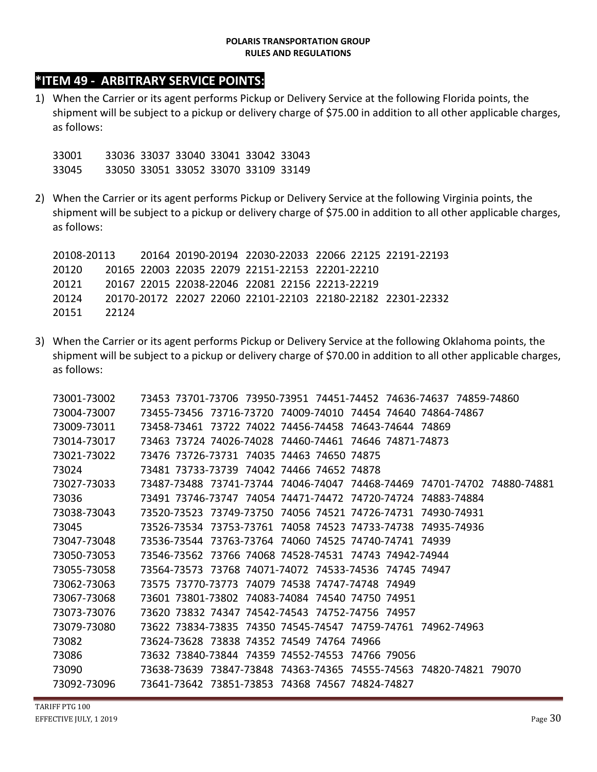# *ITEM 49 - ARBITRARY SERVICE POINTS:

1) When the Carrier or its agent performs Pickup or Delivery Service at the following Florida points, the shipment will be subject to a pickup or delivery charge of $75.00 in addition to all other applicable charges, as follows:

```
33001    33036  33037  33040  33041  33042  33043
33045    33050  33051  33052  33070  33109  33149
```

2) When the Carrier or its agent performs Pickup or Delivery Service at the following Virginia points, the shipment will be subject to a pickup or delivery charge of $75.00 in addition to all other applicable charges, as follows:

```
20108-20113    20164  20190-20194  22030-22033  22066  22125  22191-22193
20120    20165  22003  22035  22079  22151-22153  22201-22210
20121    20167  22015  22038-22046  22081  22156  22213-22219
20124    20170-20172  22027  22060  22101-22103  22180-22182  22301-22332
20151    22124
```

3) When the Carrier or its agent performs Pickup or Delivery Service at the following Oklahoma points, the shipment will be subject to a pickup or delivery charge of $70.00 in addition to all other applicable charges, as follows:

```
73001-73002    73453  73701-73706  73950-73951  74451-74452  74636-74637  74859-74860
73004-73007    73455-73456  73716-73720  74009-74010  74454  74640  74864-74867
73009-73011    73458-73461  73722  74022  74456-74458  74643-74644  74869
73014-73017    73463  73724  74026-74028  74460-74461  74646  74871-74873
73021-73022    73476  73726-73731  74035  74463  74650  74875
73024          73481  73733-73739  74042  74466  74652  74878
73027-73033    73487-73488  73741-73744  74046-74047  74468-74469  74701-74702  74880-74881
73036          73491  73746-73747  74054  74471-74472  74720-74724  74883-74884
73038-73043    73520-73523  73749-73750  74056  74521  74726-74731  74930-74931
73045          73526-73534  73753-73761  74058  74523  74733-74738  74935-74936
73047-73048    73536-73544  73763-73764  74060  74525  74740-74741  74939
73050-73053    73546-73562  73766  74068  74528-74531  74743  74942-74944
73055-73058    73564-73573  73768  74071-74072  74533-74536  74745  74947
73062-73063    73575  73770-73773  74079  74538  74747-74748  74949
73067-73068    73601  73801-73802  74083-74084  74540  74750  74951
73073-73076    73620  73832  74347  74542-74543  74752-74756  74957
73079-73080    73622  73834-73835  74350  74545-74547  74759-74761  74962-74963
73082          73624-73628  73838  74352  74549  74764  74966
73086          73632  73840-73844  74359  74552-74553  74766  79056
73090          73638-73639  73847-73848  74363-74365  74555-74563  74820-74821  79070
73092-73096    73641-73642  73851-73853  74368  74567  74824-74827
```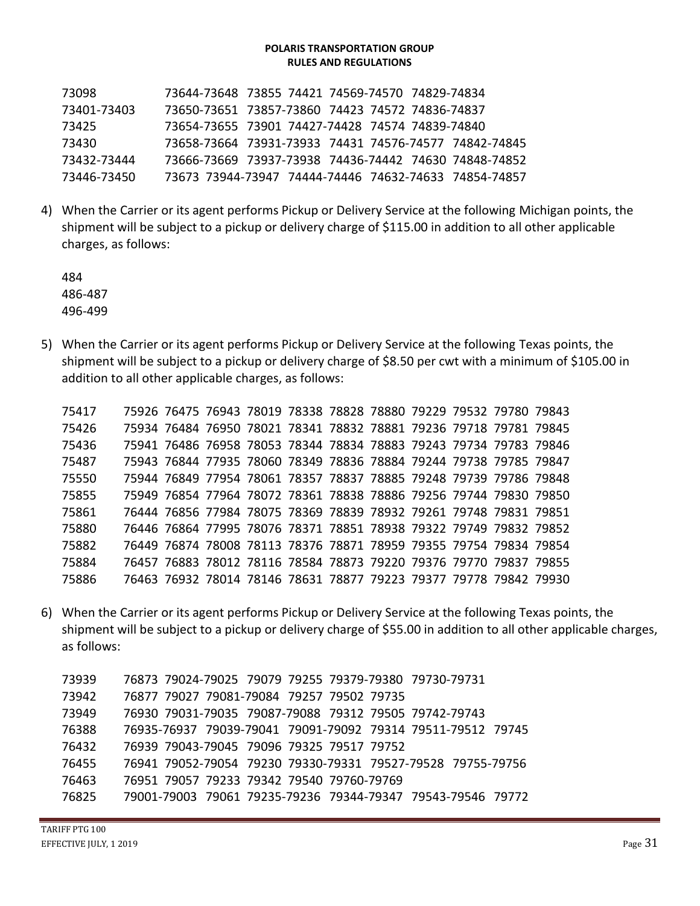**POLARIS TRANSPORTATION GROUP**
**RULES AND REGULATIONS**

```
73098         73644-73648  73855  74421  74569-74570  74829-74834
73401-73403   73650-73651  73857-73860  74423  74572  74836-74837
73425         73654-73655  73901  74427-74428  74574  74839-74840
73430         73658-73664  73931-73933  74431  74576-74577  74842-74845
73432-73444   73666-73669  73937-73938  74436-74442  74630  74848-74852
73446-73450   73673  73944-73947  74444-74446  74632-74633  74854-74857
```

4) When the Carrier or its agent performs Pickup or Delivery Service at the following Michigan points, the shipment will be subject to a pickup or delivery charge of $115.00 in addition to all other applicable charges, as follows:

```
484
486-487
496-499
```

5) When the Carrier or its agent performs Pickup or Delivery Service at the following Texas points, the shipment will be subject to a pickup or delivery charge of $8.50 per cwt with a minimum of $105.00 in addition to all other applicable charges, as follows:

```
75417   75926  76475  76943  78019  78338  78828  78880  79229  79532  79780  79843
75426   75934  76484  76950  78021  78341  78832  78881  79236  79718  79781  79845
75436   75941  76486  76958  78053  78344  78834  78883  79243  79734  79783  79846
75487   75943  76844  77935  78060  78349  78836  78884  79244  79738  79785  79847
75550   75944  76849  77954  78061  78357  78837  78885  79248  79739  79786  79848
75855   75949  76854  77964  78072  78361  78838  78886  79256  79744  79830  79850
75861   76444  76856  77984  78075  78369  78839  78932  79261  79748  79831  79851
75880   76446  76864  77995  78076  78371  78851  78938  79322  79749  79832  79852
75882   76449  76874  78008  78113  78376  78871  78959  79355  79754  79834  79854
75884   76457  76883  78012  78116  78584  78873  79220  79376  79770  79837  79855
75886   76463  76932  78014  78146  78631  78877  79223  79377  79778  79842  79930
```

6) When the Carrier or its agent performs Pickup or Delivery Service at the following Texas points, the shipment will be subject to a pickup or delivery charge of $55.00 in addition to all other applicable charges, as follows:

```
73939   76873  79024-79025  79079  79255  79379-79380  79730-79731
73942   76877  79027  79081-79084  79257  79502  79735
73949   76930  79031-79035  79087-79088  79312  79505  79742-79743
76388   76935-76937  79039-79041  79091-79092  79314  79511-79512  79745
76432   76939  79043-79045  79096  79325  79517  79752
76455   76941  79052-79054  79230  79330-79331  79527-79528  79755-79756
76463   76951  79057  79233  79342  79540  79760-79769
76825   79001-79003  79061  79235-79236  79344-79347  79543-79546  79772
```

TARIFF PTG 100
EFFECTIVE JULY, 1 2019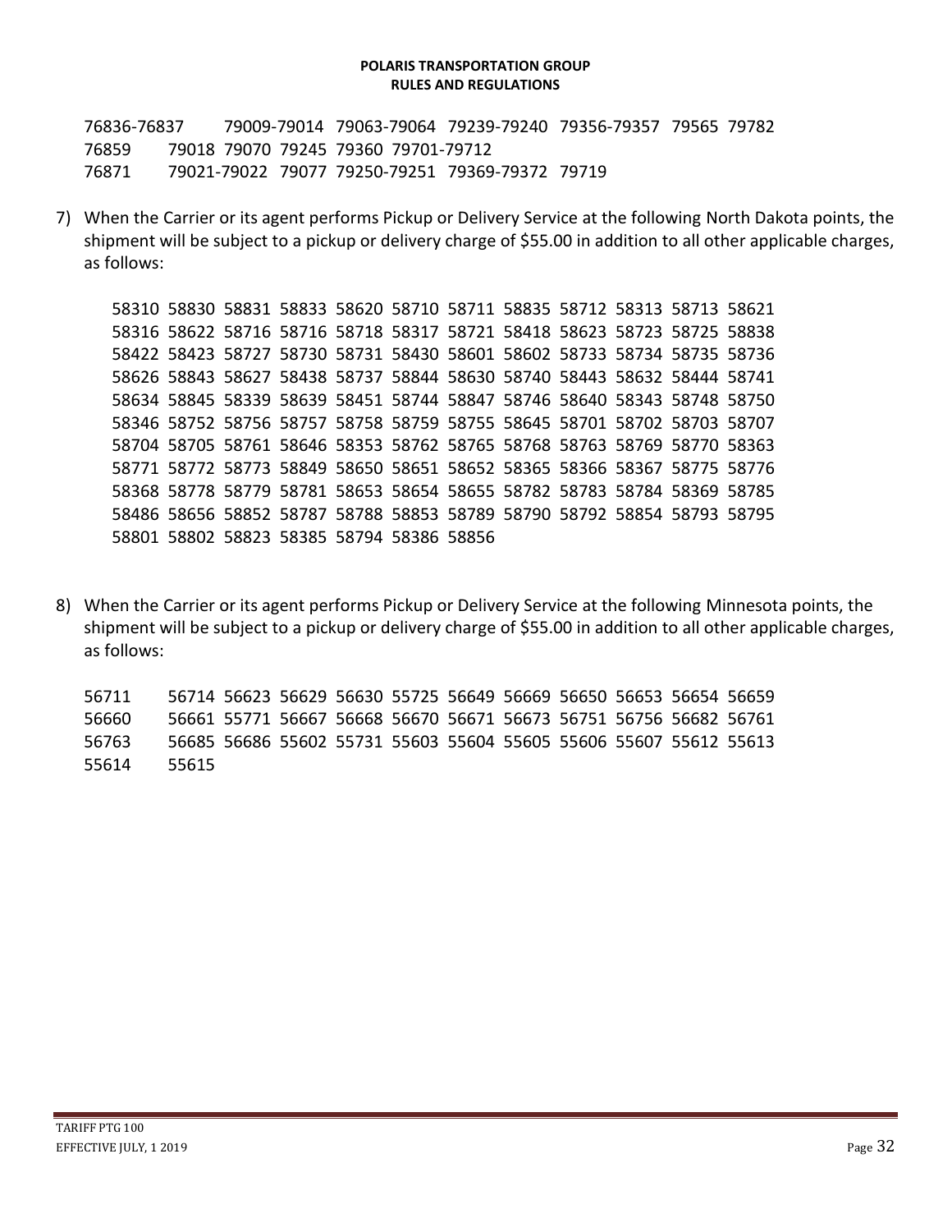76836-76837 79009-79014 79063-79064 79239-79240 79356-79357 79565 79782
76859 79018 79070 79245 79360 79701-79712
76871 79021-79022 79077 79250-79251 79369-79372 79719

7) When the Carrier or its agent performs Pickup or Delivery Service at the following North Dakota points, the shipment will be subject to a pickup or delivery charge of $55.00 in addition to all other applicable charges, as follows:

58310 58830 58831 58833 58620 58710 58711 58835 58712 58313 58713 58621
58316 58622 58716 58716 58718 58317 58721 58418 58623 58723 58725 58838
58422 58423 58727 58730 58731 58430 58601 58602 58733 58734 58735 58736
58626 58843 58627 58438 58737 58844 58630 58740 58443 58632 58444 58741
58634 58845 58339 58639 58451 58744 58847 58746 58640 58343 58748 58750
58346 58752 58756 58757 58758 58759 58755 58645 58701 58702 58703 58707
58704 58705 58761 58646 58353 58762 58765 58768 58763 58769 58770 58363
58771 58772 58773 58849 58650 58651 58652 58365 58366 58367 58775 58776
58368 58778 58779 58781 58653 58654 58655 58782 58783 58784 58369 58785
58486 58656 58852 58787 58788 58853 58789 58790 58792 58854 58793 58795
58801 58802 58823 58385 58794 58386 58856

8) When the Carrier or its agent performs Pickup or Delivery Service at the following Minnesota points, the shipment will be subject to a pickup or delivery charge of $55.00 in addition to all other applicable charges, as follows:

56711 56714 56623 56629 56630 55725 56649 56669 56650 56653 56654 56659
56660 56661 55771 56667 56668 56670 56671 56673 56751 56756 56682 56761
56763 56685 56686 55602 55731 55603 55604 55605 55606 55607 55612 55613
55614 55615